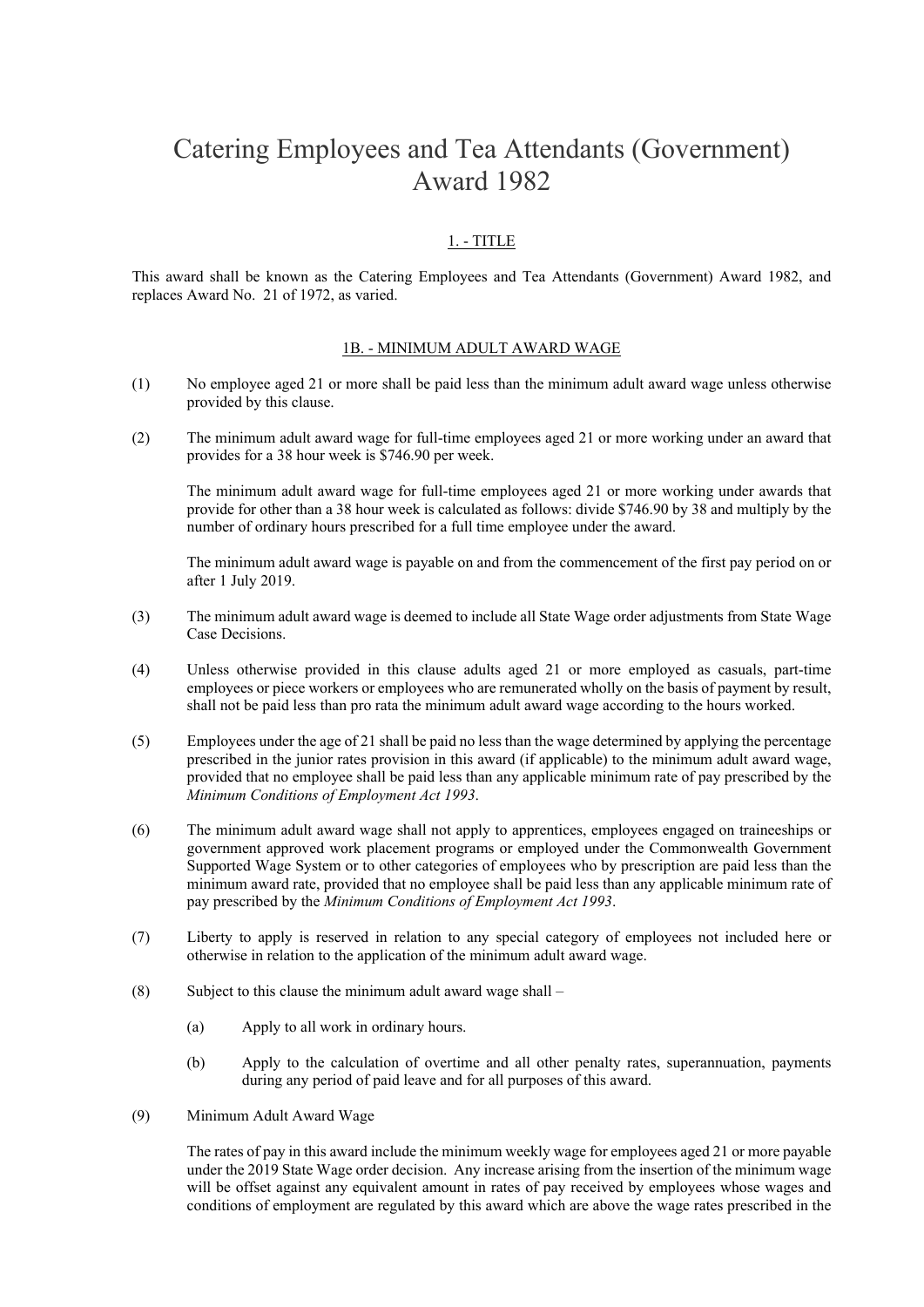# Catering Employees and Tea Attendants (Government) Award 1982

## 1. - TITLE

This award shall be known as the Catering Employees and Tea Attendants (Government) Award 1982, and replaces Award No. 21 of 1972, as varied.

## 1B. - MINIMUM ADULT AWARD WAGE

(1) No employee aged 21 or more shall be paid less than the minimum adult award wage unless otherwise provided by this clause.

(2) The minimum adult award wage for full-time employees aged 21 or more working under an award that provides for a 38 hour week is $746.90 per week.

The minimum adult award wage for full-time employees aged 21 or more working under awards that provide for other than a 38 hour week is calculated as follows: divide $746.90 by 38 and multiply by the number of ordinary hours prescribed for a full time employee under the award.

The minimum adult award wage is payable on and from the commencement of the first pay period on or after 1 July 2019.

(3) The minimum adult award wage is deemed to include all State Wage order adjustments from State Wage Case Decisions.

(4) Unless otherwise provided in this clause adults aged 21 or more employed as casuals, part-time employees or piece workers or employees who are remunerated wholly on the basis of payment by result, shall not be paid less than pro rata the minimum adult award wage according to the hours worked.

(5) Employees under the age of 21 shall be paid no less than the wage determined by applying the percentage prescribed in the junior rates provision in this award (if applicable) to the minimum adult award wage, provided that no employee shall be paid less than any applicable minimum rate of pay prescribed by the *Minimum Conditions of Employment Act 1993*.

(6) The minimum adult award wage shall not apply to apprentices, employees engaged on traineeships or government approved work placement programs or employed under the Commonwealth Government Supported Wage System or to other categories of employees who by prescription are paid less than the minimum award rate, provided that no employee shall be paid less than any applicable minimum rate of pay prescribed by the *Minimum Conditions of Employment Act 1993*.

(7) Liberty to apply is reserved in relation to any special category of employees not included here or otherwise in relation to the application of the minimum adult award wage.

(8) Subject to this clause the minimum adult award wage shall –

(a) Apply to all work in ordinary hours.

(b) Apply to the calculation of overtime and all other penalty rates, superannuation, payments during any period of paid leave and for all purposes of this award.

(9) Minimum Adult Award Wage

The rates of pay in this award include the minimum weekly wage for employees aged 21 or more payable under the 2019 State Wage order decision. Any increase arising from the insertion of the minimum wage will be offset against any equivalent amount in rates of pay received by employees whose wages and conditions of employment are regulated by this award which are above the wage rates prescribed in the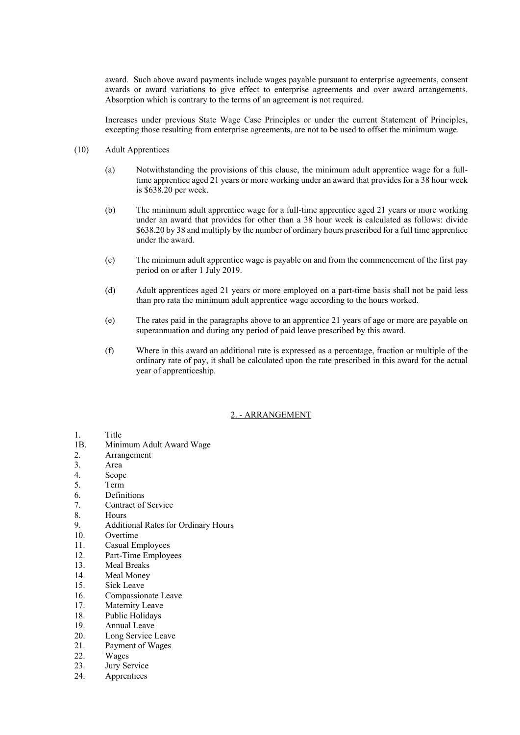award. Such above award payments include wages payable pursuant to enterprise agreements, consent awards or award variations to give effect to enterprise agreements and over award arrangements. Absorption which is contrary to the terms of an agreement is not required.

Increases under previous State Wage Case Principles or under the current Statement of Principles, excepting those resulting from enterprise agreements, are not to be used to offset the minimum wage.

(10) Adult Apprentices

(a) Notwithstanding the provisions of this clause, the minimum adult apprentice wage for a full-time apprentice aged 21 years or more working under an award that provides for a 38 hour week is $638.20 per week.

(b) The minimum adult apprentice wage for a full-time apprentice aged 21 years or more working under an award that provides for other than a 38 hour week is calculated as follows: divide $638.20 by 38 and multiply by the number of ordinary hours prescribed for a full time apprentice under the award.

(c) The minimum adult apprentice wage is payable on and from the commencement of the first pay period on or after 1 July 2019.

(d) Adult apprentices aged 21 years or more employed on a part-time basis shall not be paid less than pro rata the minimum adult apprentice wage according to the hours worked.

(e) The rates paid in the paragraphs above to an apprentice 21 years of age or more are payable on superannuation and during any period of paid leave prescribed by this award.

(f) Where in this award an additional rate is expressed as a percentage, fraction or multiple of the ordinary rate of pay, it shall be calculated upon the rate prescribed in this award for the actual year of apprenticeship.

## 2. - ARRANGEMENT

1. Title
1B. Minimum Adult Award Wage
2. Arrangement
3. Area
4. Scope
5. Term
6. Definitions
7. Contract of Service
8. Hours
9. Additional Rates for Ordinary Hours
10. Overtime
11. Casual Employees
12. Part-Time Employees
13. Meal Breaks
14. Meal Money
15. Sick Leave
16. Compassionate Leave
17. Maternity Leave
18. Public Holidays
19. Annual Leave
20. Long Service Leave
21. Payment of Wages
22. Wages
23. Jury Service
24. Apprentices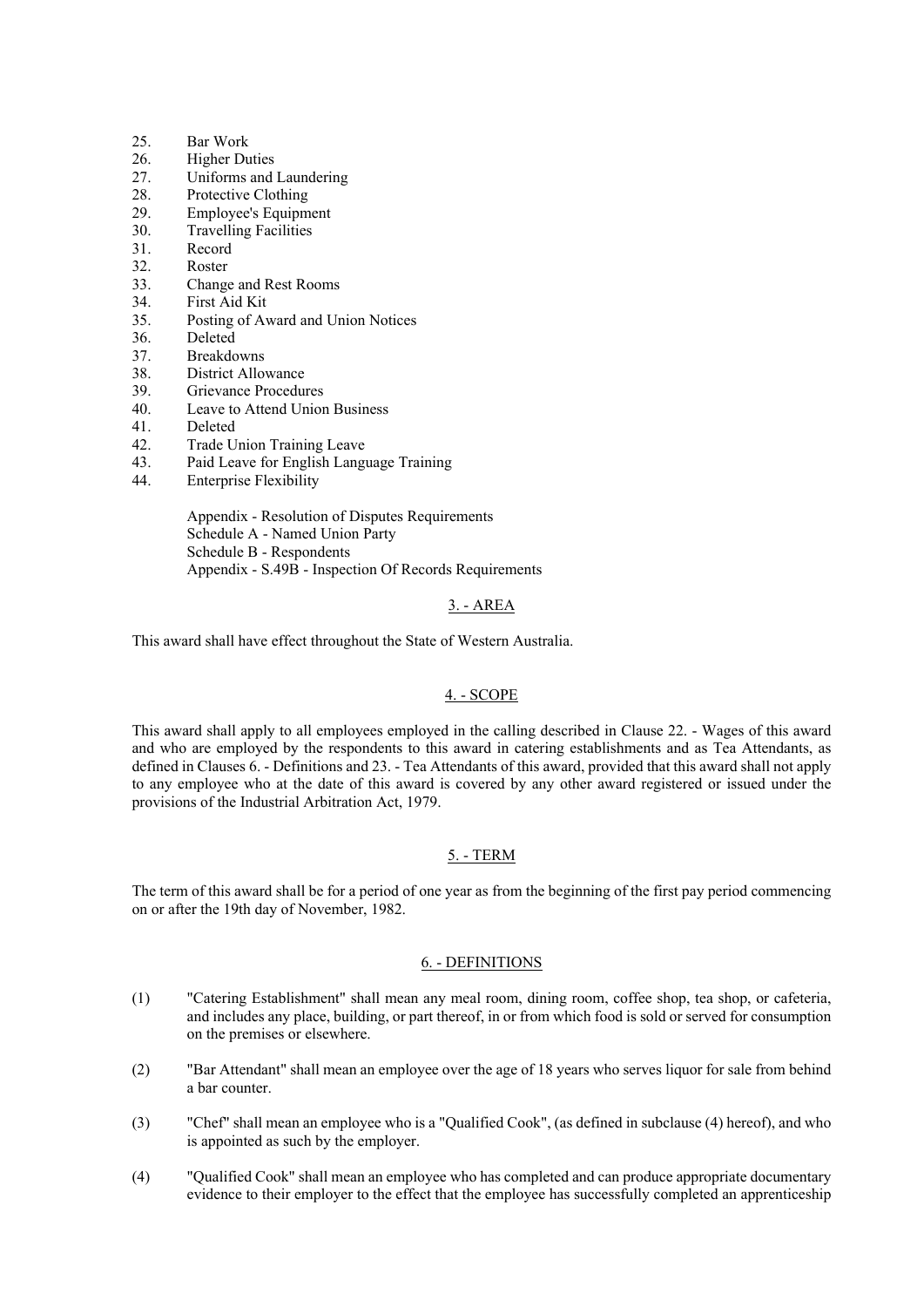25. Bar Work
26. Higher Duties
27. Uniforms and Laundering
28. Protective Clothing
29. Employee's Equipment
30. Travelling Facilities
31. Record
32. Roster
33. Change and Rest Rooms
34. First Aid Kit
35. Posting of Award and Union Notices
36. Deleted
37. Breakdowns
38. District Allowance
39. Grievance Procedures
40. Leave to Attend Union Business
41. Deleted
42. Trade Union Training Leave
43. Paid Leave for English Language Training
44. Enterprise Flexibility

Appendix - Resolution of Disputes Requirements
Schedule A - Named Union Party
Schedule B - Respondents
Appendix - S.49B - Inspection Of Records Requirements

## 3. - AREA

This award shall have effect throughout the State of Western Australia.

## 4. - SCOPE

This award shall apply to all employees employed in the calling described in Clause 22. - Wages of this award and who are employed by the respondents to this award in catering establishments and as Tea Attendants, as defined in Clauses 6. - Definitions and 23. - Tea Attendants of this award, provided that this award shall not apply to any employee who at the date of this award is covered by any other award registered or issued under the provisions of the Industrial Arbitration Act, 1979.

## 5. - TERM

The term of this award shall be for a period of one year as from the beginning of the first pay period commencing on or after the 19th day of November, 1982.

## 6. - DEFINITIONS

(1) "Catering Establishment" shall mean any meal room, dining room, coffee shop, tea shop, or cafeteria, and includes any place, building, or part thereof, in or from which food is sold or served for consumption on the premises or elsewhere.

(2) "Bar Attendant" shall mean an employee over the age of 18 years who serves liquor for sale from behind a bar counter.

(3) "Chef" shall mean an employee who is a "Qualified Cook", (as defined in subclause (4) hereof), and who is appointed as such by the employer.

(4) "Qualified Cook" shall mean an employee who has completed and can produce appropriate documentary evidence to their employer to the effect that the employee has successfully completed an apprenticeship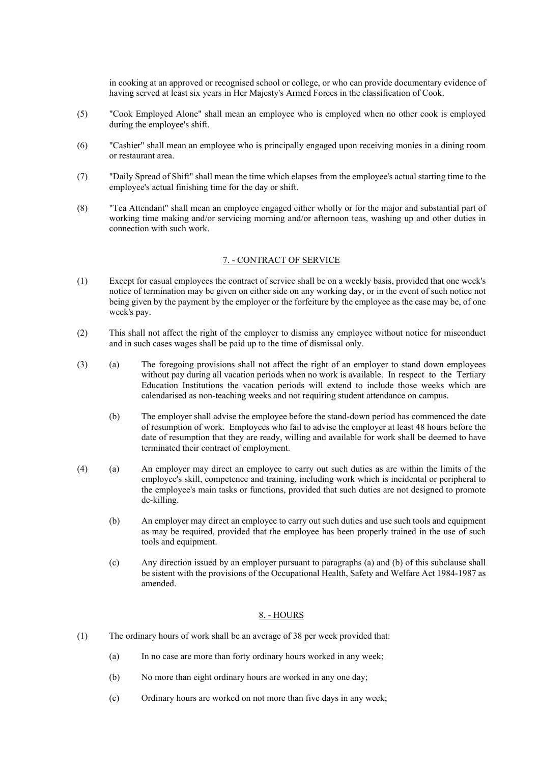in cooking at an approved or recognised school or college, or who can provide documentary evidence of having served at least six years in Her Majesty's Armed Forces in the classification of Cook.

(5) "Cook Employed Alone" shall mean an employee who is employed when no other cook is employed during the employee's shift.

(6) "Cashier" shall mean an employee who is principally engaged upon receiving monies in a dining room or restaurant area.

(7) "Daily Spread of Shift" shall mean the time which elapses from the employee's actual starting time to the employee's actual finishing time for the day or shift.

(8) "Tea Attendant" shall mean an employee engaged either wholly or for the major and substantial part of working time making and/or servicing morning and/or afternoon teas, washing up and other duties in connection with such work.

## 7. - CONTRACT OF SERVICE

(1) Except for casual employees the contract of service shall be on a weekly basis, provided that one week's notice of termination may be given on either side on any working day, or in the event of such notice not being given by the payment by the employer or the forfeiture by the employee as the case may be, of one week's pay.

(2) This shall not affect the right of the employer to dismiss any employee without notice for misconduct and in such cases wages shall be paid up to the time of dismissal only.

(3) (a) The foregoing provisions shall not affect the right of an employer to stand down employees without pay during all vacation periods when no work is available. In respect to the Tertiary Education Institutions the vacation periods will extend to include those weeks which are calendarised as non-teaching weeks and not requiring student attendance on campus.

(b) The employer shall advise the employee before the stand-down period has commenced the date of resumption of work. Employees who fail to advise the employer at least 48 hours before the date of resumption that they are ready, willing and available for work shall be deemed to have terminated their contract of employment.

(4) (a) An employer may direct an employee to carry out such duties as are within the limits of the employee's skill, competence and training, including work which is incidental or peripheral to the employee's main tasks or functions, provided that such duties are not designed to promote de-killing.

(b) An employer may direct an employee to carry out such duties and use such tools and equipment as may be required, provided that the employee has been properly trained in the use of such tools and equipment.

(c) Any direction issued by an employer pursuant to paragraphs (a) and (b) of this subclause shall be sistent with the provisions of the Occupational Health, Safety and Welfare Act 1984-1987 as amended.

## 8. - HOURS

(1) The ordinary hours of work shall be an average of 38 per week provided that:

(a) In no case are more than forty ordinary hours worked in any week;

(b) No more than eight ordinary hours are worked in any one day;

(c) Ordinary hours are worked on not more than five days in any week;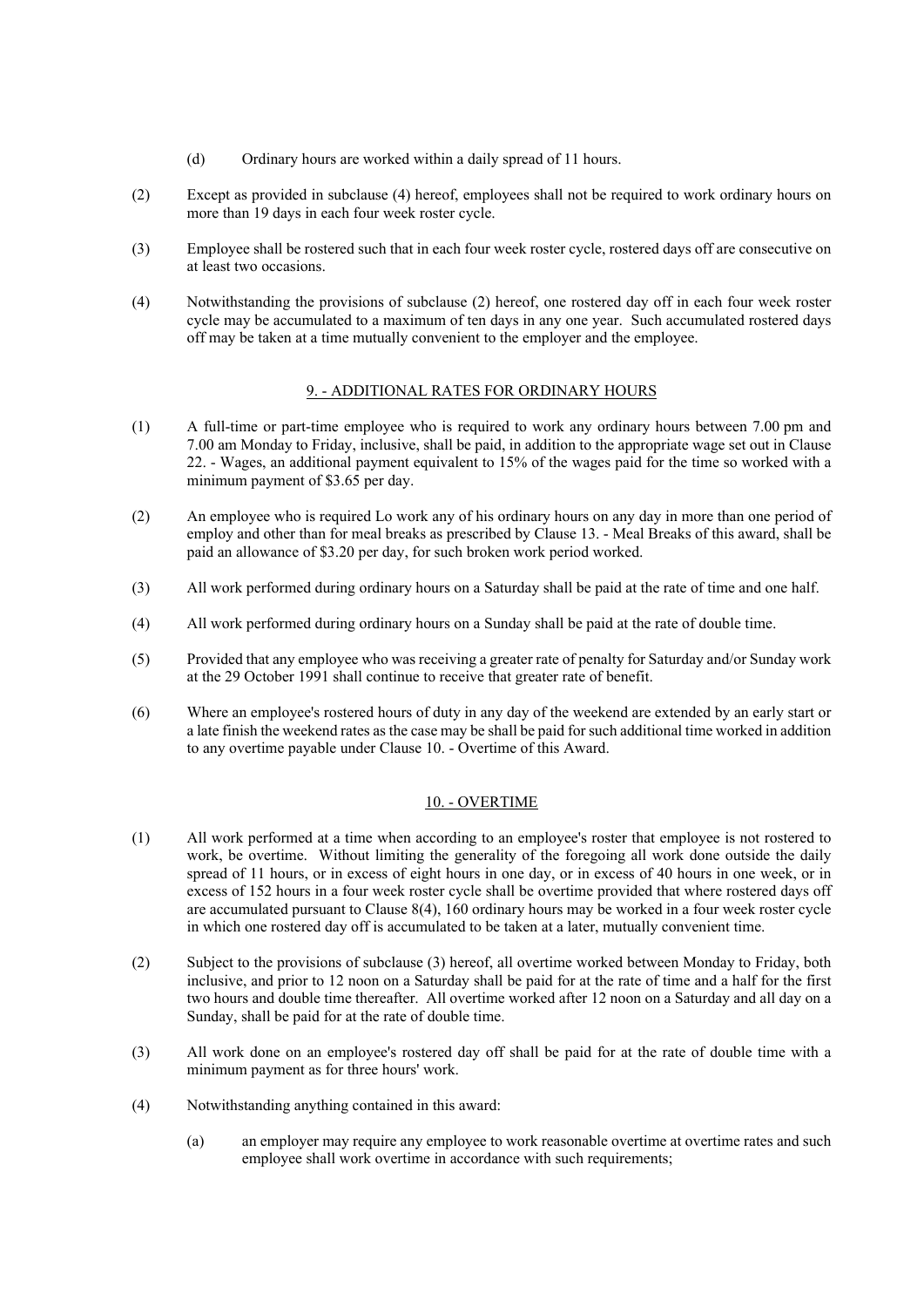(d) Ordinary hours are worked within a daily spread of 11 hours.

(2) Except as provided in subclause (4) hereof, employees shall not be required to work ordinary hours on more than 19 days in each four week roster cycle.

(3) Employee shall be rostered such that in each four week roster cycle, rostered days off are consecutive on at least two occasions.

(4) Notwithstanding the provisions of subclause (2) hereof, one rostered day off in each four week roster cycle may be accumulated to a maximum of ten days in any one year. Such accumulated rostered days off may be taken at a time mutually convenient to the employer and the employee.

## 9. - ADDITIONAL RATES FOR ORDINARY HOURS

(1) A full-time or part-time employee who is required to work any ordinary hours between 7.00 pm and 7.00 am Monday to Friday, inclusive, shall be paid, in addition to the appropriate wage set out in Clause 22. - Wages, an additional payment equivalent to 15% of the wages paid for the time so worked with a minimum payment of $3.65 per day.

(2) An employee who is required Lo work any of his ordinary hours on any day in more than one period of employ and other than for meal breaks as prescribed by Clause 13. - Meal Breaks of this award, shall be paid an allowance of $3.20 per day, for such broken work period worked.

(3) All work performed during ordinary hours on a Saturday shall be paid at the rate of time and one half.

(4) All work performed during ordinary hours on a Sunday shall be paid at the rate of double time.

(5) Provided that any employee who was receiving a greater rate of penalty for Saturday and/or Sunday work at the 29 October 1991 shall continue to receive that greater rate of benefit.

(6) Where an employee's rostered hours of duty in any day of the weekend are extended by an early start or a late finish the weekend rates as the case may be shall be paid for such additional time worked in addition to any overtime payable under Clause 10. - Overtime of this Award.

## 10. - OVERTIME

(1) All work performed at a time when according to an employee's roster that employee is not rostered to work, be overtime. Without limiting the generality of the foregoing all work done outside the daily spread of 11 hours, or in excess of eight hours in one day, or in excess of 40 hours in one week, or in excess of 152 hours in a four week roster cycle shall be overtime provided that where rostered days off are accumulated pursuant to Clause 8(4), 160 ordinary hours may be worked in a four week roster cycle in which one rostered day off is accumulated to be taken at a later, mutually convenient time.

(2) Subject to the provisions of subclause (3) hereof, all overtime worked between Monday to Friday, both inclusive, and prior to 12 noon on a Saturday shall be paid for at the rate of time and a half for the first two hours and double time thereafter. All overtime worked after 12 noon on a Saturday and all day on a Sunday, shall be paid for at the rate of double time.

(3) All work done on an employee's rostered day off shall be paid for at the rate of double time with a minimum payment as for three hours' work.

(4) Notwithstanding anything contained in this award:

(a) an employer may require any employee to work reasonable overtime at overtime rates and such employee shall work overtime in accordance with such requirements;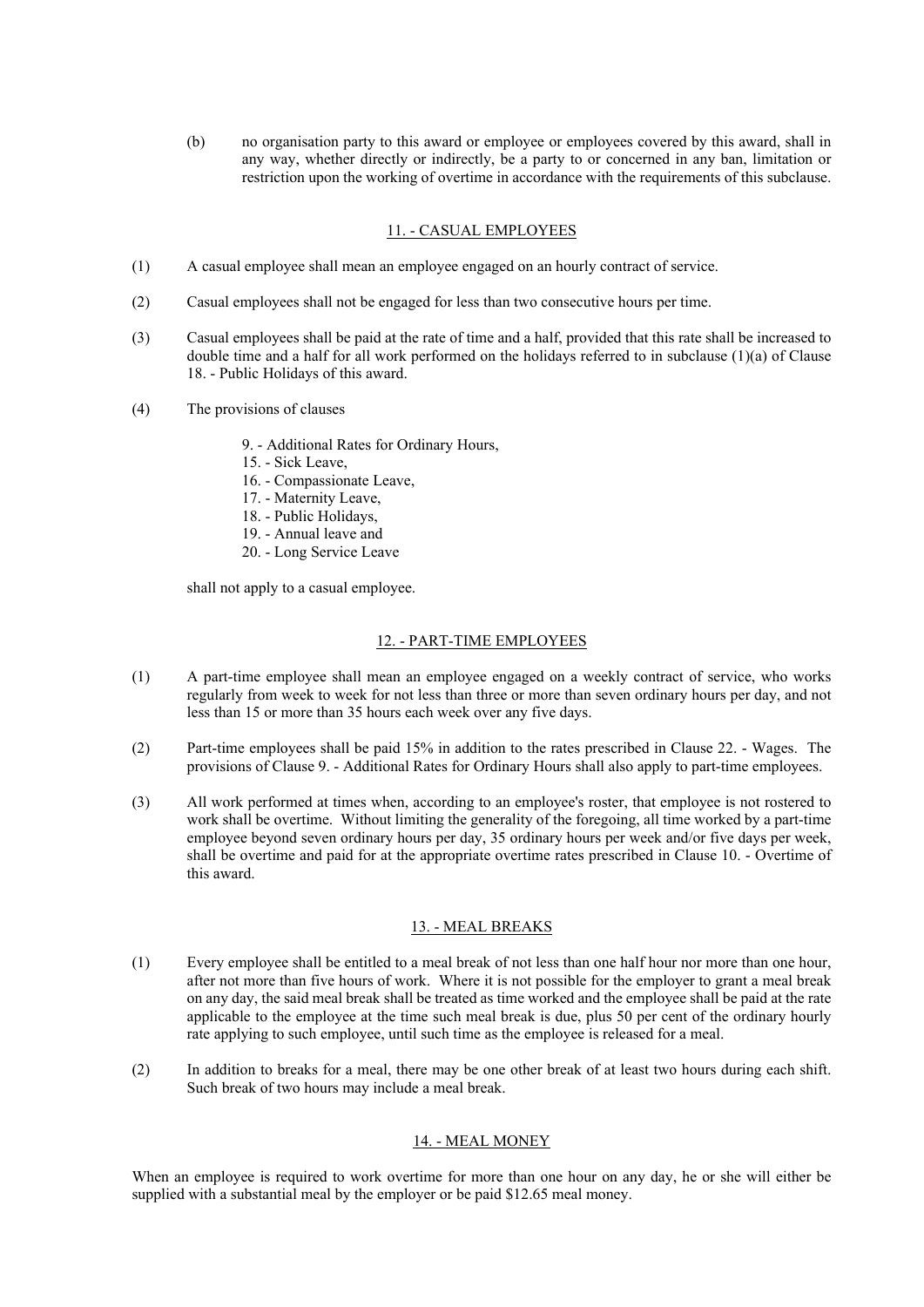(b) no organisation party to this award or employee or employees covered by this award, shall in any way, whether directly or indirectly, be a party to or concerned in any ban, limitation or restriction upon the working of overtime in accordance with the requirements of this subclause.

## 11. - CASUAL EMPLOYEES

(1) A casual employee shall mean an employee engaged on an hourly contract of service.

(2) Casual employees shall not be engaged for less than two consecutive hours per time.

(3) Casual employees shall be paid at the rate of time and a half, provided that this rate shall be increased to double time and a half for all work performed on the holidays referred to in subclause (1)(a) of Clause 18. - Public Holidays of this award.

(4) The provisions of clauses

9. - Additional Rates for Ordinary Hours,
15. - Sick Leave,
16. - Compassionate Leave,
17. - Maternity Leave,
18. - Public Holidays,
19. - Annual leave and
20. - Long Service Leave

shall not apply to a casual employee.

## 12. - PART-TIME EMPLOYEES

(1) A part-time employee shall mean an employee engaged on a weekly contract of service, who works regularly from week to week for not less than three or more than seven ordinary hours per day, and not less than 15 or more than 35 hours each week over any five days.

(2) Part-time employees shall be paid 15% in addition to the rates prescribed in Clause 22. - Wages. The provisions of Clause 9. - Additional Rates for Ordinary Hours shall also apply to part-time employees.

(3) All work performed at times when, according to an employee's roster, that employee is not rostered to work shall be overtime. Without limiting the generality of the foregoing, all time worked by a part-time employee beyond seven ordinary hours per day, 35 ordinary hours per week and/or five days per week, shall be overtime and paid for at the appropriate overtime rates prescribed in Clause 10. - Overtime of this award.

## 13. - MEAL BREAKS

(1) Every employee shall be entitled to a meal break of not less than one half hour nor more than one hour, after not more than five hours of work. Where it is not possible for the employer to grant a meal break on any day, the said meal break shall be treated as time worked and the employee shall be paid at the rate applicable to the employee at the time such meal break is due, plus 50 per cent of the ordinary hourly rate applying to such employee, until such time as the employee is released for a meal.

(2) In addition to breaks for a meal, there may be one other break of at least two hours during each shift. Such break of two hours may include a meal break.

## 14. - MEAL MONEY

When an employee is required to work overtime for more than one hour on any day, he or she will either be supplied with a substantial meal by the employer or be paid $12.65 meal money.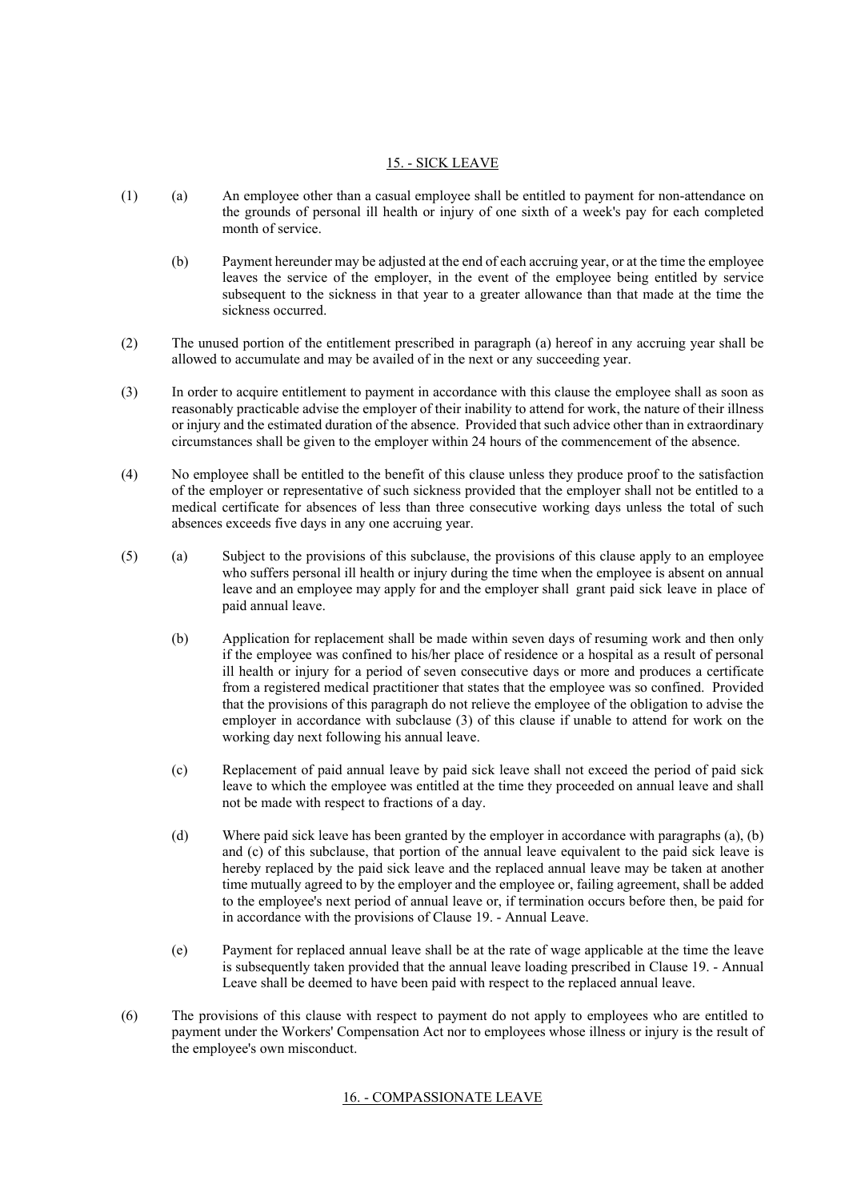## 15. - SICK LEAVE

(1) (a) An employee other than a casual employee shall be entitled to payment for non-attendance on the grounds of personal ill health or injury of one sixth of a week's pay for each completed month of service.

(b) Payment hereunder may be adjusted at the end of each accruing year, or at the time the employee leaves the service of the employer, in the event of the employee being entitled by service subsequent to the sickness in that year to a greater allowance than that made at the time the sickness occurred.

(2) The unused portion of the entitlement prescribed in paragraph (a) hereof in any accruing year shall be allowed to accumulate and may be availed of in the next or any succeeding year.

(3) In order to acquire entitlement to payment in accordance with this clause the employee shall as soon as reasonably practicable advise the employer of their inability to attend for work, the nature of their illness or injury and the estimated duration of the absence. Provided that such advice other than in extraordinary circumstances shall be given to the employer within 24 hours of the commencement of the absence.

(4) No employee shall be entitled to the benefit of this clause unless they produce proof to the satisfaction of the employer or representative of such sickness provided that the employer shall not be entitled to a medical certificate for absences of less than three consecutive working days unless the total of such absences exceeds five days in any one accruing year.

(5) (a) Subject to the provisions of this subclause, the provisions of this clause apply to an employee who suffers personal ill health or injury during the time when the employee is absent on annual leave and an employee may apply for and the employer shall grant paid sick leave in place of paid annual leave.

(b) Application for replacement shall be made within seven days of resuming work and then only if the employee was confined to his/her place of residence or a hospital as a result of personal ill health or injury for a period of seven consecutive days or more and produces a certificate from a registered medical practitioner that states that the employee was so confined. Provided that the provisions of this paragraph do not relieve the employee of the obligation to advise the employer in accordance with subclause (3) of this clause if unable to attend for work on the working day next following his annual leave.

(c) Replacement of paid annual leave by paid sick leave shall not exceed the period of paid sick leave to which the employee was entitled at the time they proceeded on annual leave and shall not be made with respect to fractions of a day.

(d) Where paid sick leave has been granted by the employer in accordance with paragraphs (a), (b) and (c) of this subclause, that portion of the annual leave equivalent to the paid sick leave is hereby replaced by the paid sick leave and the replaced annual leave may be taken at another time mutually agreed to by the employer and the employee or, failing agreement, shall be added to the employee's next period of annual leave or, if termination occurs before then, be paid for in accordance with the provisions of Clause 19. - Annual Leave.

(e) Payment for replaced annual leave shall be at the rate of wage applicable at the time the leave is subsequently taken provided that the annual leave loading prescribed in Clause 19. - Annual Leave shall be deemed to have been paid with respect to the replaced annual leave.

(6) The provisions of this clause with respect to payment do not apply to employees who are entitled to payment under the Workers' Compensation Act nor to employees whose illness or injury is the result of the employee's own misconduct.

## 16. - COMPASSIONATE LEAVE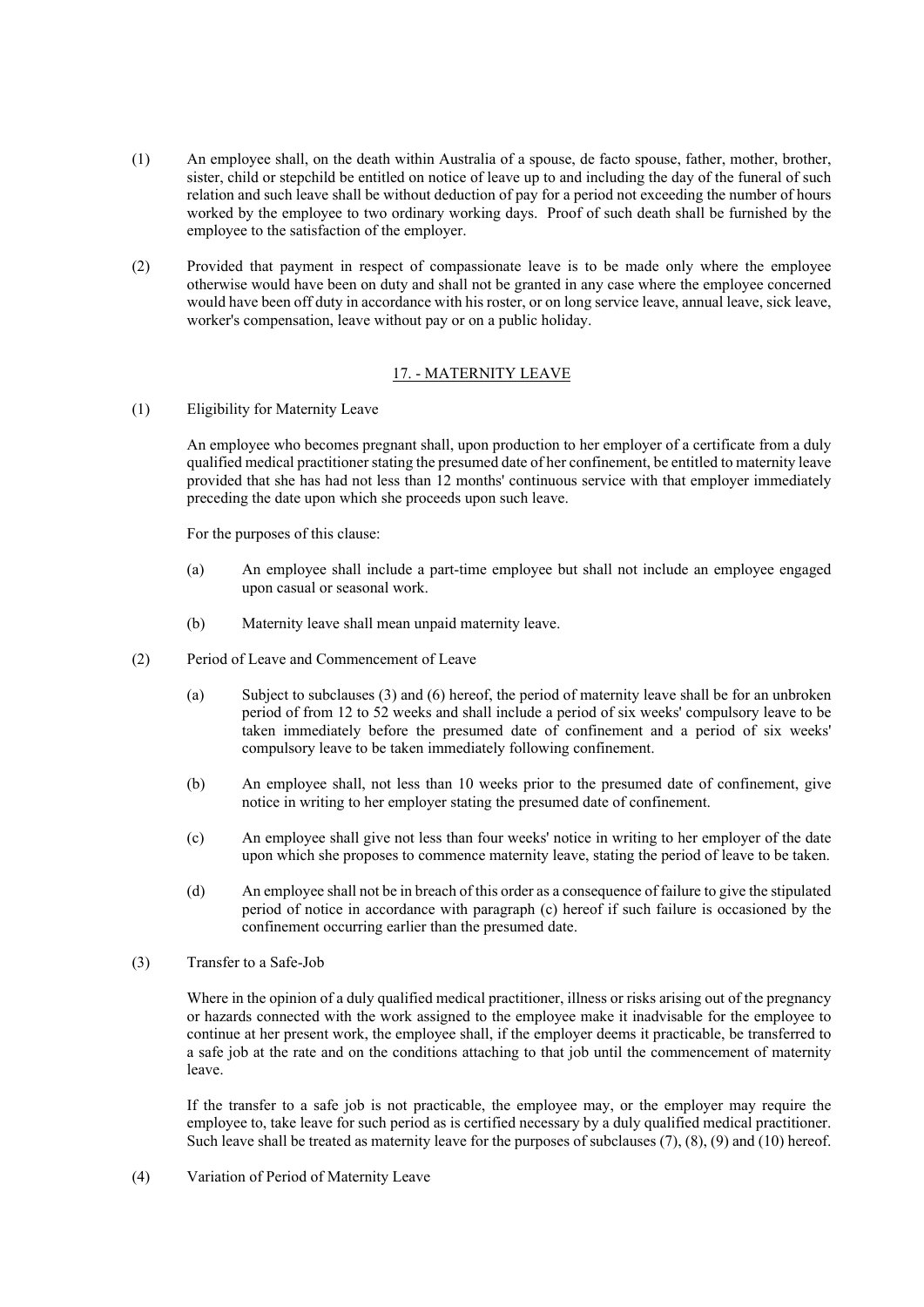(1) An employee shall, on the death within Australia of a spouse, de facto spouse, father, mother, brother, sister, child or stepchild be entitled on notice of leave up to and including the day of the funeral of such relation and such leave shall be without deduction of pay for a period not exceeding the number of hours worked by the employee to two ordinary working days. Proof of such death shall be furnished by the employee to the satisfaction of the employer.

(2) Provided that payment in respect of compassionate leave is to be made only where the employee otherwise would have been on duty and shall not be granted in any case where the employee concerned would have been off duty in accordance with his roster, or on long service leave, annual leave, sick leave, worker's compensation, leave without pay or on a public holiday.

## 17. - MATERNITY LEAVE

(1) Eligibility for Maternity Leave

An employee who becomes pregnant shall, upon production to her employer of a certificate from a duly qualified medical practitioner stating the presumed date of her confinement, be entitled to maternity leave provided that she has had not less than 12 months' continuous service with that employer immediately preceding the date upon which she proceeds upon such leave.

For the purposes of this clause:

(a) An employee shall include a part-time employee but shall not include an employee engaged upon casual or seasonal work.

(b) Maternity leave shall mean unpaid maternity leave.

(2) Period of Leave and Commencement of Leave

(a) Subject to subclauses (3) and (6) hereof, the period of maternity leave shall be for an unbroken period of from 12 to 52 weeks and shall include a period of six weeks' compulsory leave to be taken immediately before the presumed date of confinement and a period of six weeks' compulsory leave to be taken immediately following confinement.

(b) An employee shall, not less than 10 weeks prior to the presumed date of confinement, give notice in writing to her employer stating the presumed date of confinement.

(c) An employee shall give not less than four weeks' notice in writing to her employer of the date upon which she proposes to commence maternity leave, stating the period of leave to be taken.

(d) An employee shall not be in breach of this order as a consequence of failure to give the stipulated period of notice in accordance with paragraph (c) hereof if such failure is occasioned by the confinement occurring earlier than the presumed date.

(3) Transfer to a Safe-Job

Where in the opinion of a duly qualified medical practitioner, illness or risks arising out of the pregnancy or hazards connected with the work assigned to the employee make it inadvisable for the employee to continue at her present work, the employee shall, if the employer deems it practicable, be transferred to a safe job at the rate and on the conditions attaching to that job until the commencement of maternity leave.

If the transfer to a safe job is not practicable, the employee may, or the employer may require the employee to, take leave for such period as is certified necessary by a duly qualified medical practitioner. Such leave shall be treated as maternity leave for the purposes of subclauses (7), (8), (9) and (10) hereof.

(4) Variation of Period of Maternity Leave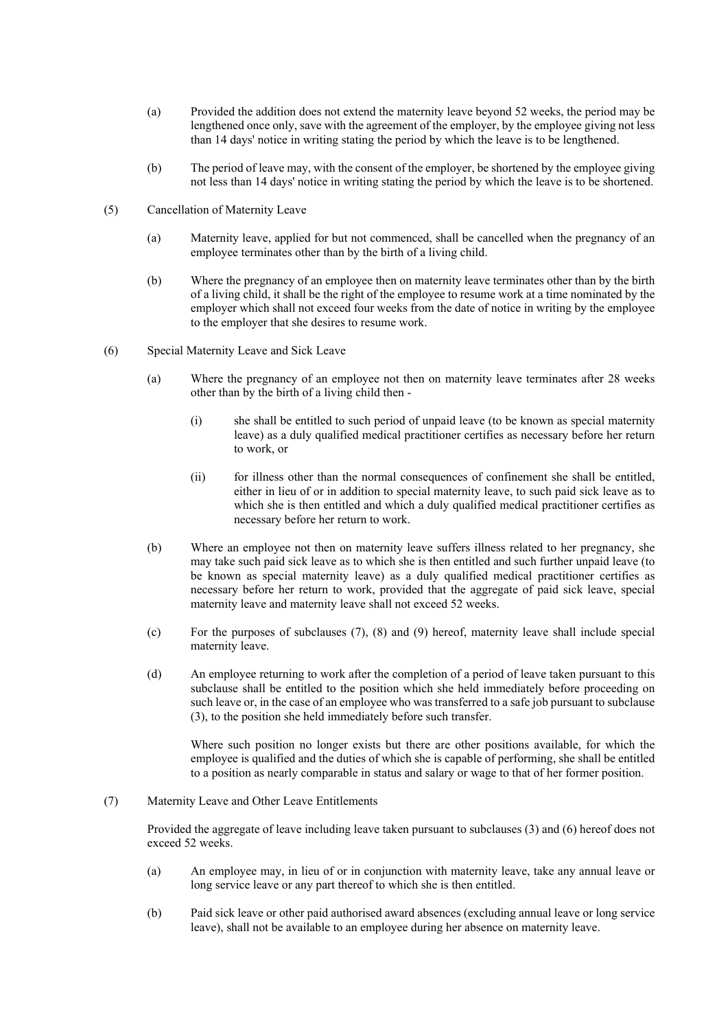(a) Provided the addition does not extend the maternity leave beyond 52 weeks, the period may be lengthened once only, save with the agreement of the employer, by the employee giving not less than 14 days' notice in writing stating the period by which the leave is to be lengthened.

(b) The period of leave may, with the consent of the employer, be shortened by the employee giving not less than 14 days' notice in writing stating the period by which the leave is to be shortened.

(5) Cancellation of Maternity Leave

(a) Maternity leave, applied for but not commenced, shall be cancelled when the pregnancy of an employee terminates other than by the birth of a living child.

(b) Where the pregnancy of an employee then on maternity leave terminates other than by the birth of a living child, it shall be the right of the employee to resume work at a time nominated by the employer which shall not exceed four weeks from the date of notice in writing by the employee to the employer that she desires to resume work.

(6) Special Maternity Leave and Sick Leave

(a) Where the pregnancy of an employee not then on maternity leave terminates after 28 weeks other than by the birth of a living child then -

(i) she shall be entitled to such period of unpaid leave (to be known as special maternity leave) as a duly qualified medical practitioner certifies as necessary before her return to work, or

(ii) for illness other than the normal consequences of confinement she shall be entitled, either in lieu of or in addition to special maternity leave, to such paid sick leave as to which she is then entitled and which a duly qualified medical practitioner certifies as necessary before her return to work.

(b) Where an employee not then on maternity leave suffers illness related to her pregnancy, she may take such paid sick leave as to which she is then entitled and such further unpaid leave (to be known as special maternity leave) as a duly qualified medical practitioner certifies as necessary before her return to work, provided that the aggregate of paid sick leave, special maternity leave and maternity leave shall not exceed 52 weeks.

(c) For the purposes of subclauses (7), (8) and (9) hereof, maternity leave shall include special maternity leave.

(d) An employee returning to work after the completion of a period of leave taken pursuant to this subclause shall be entitled to the position which she held immediately before proceeding on such leave or, in the case of an employee who was transferred to a safe job pursuant to subclause (3), to the position she held immediately before such transfer.

Where such position no longer exists but there are other positions available, for which the employee is qualified and the duties of which she is capable of performing, she shall be entitled to a position as nearly comparable in status and salary or wage to that of her former position.

(7) Maternity Leave and Other Leave Entitlements

Provided the aggregate of leave including leave taken pursuant to subclauses (3) and (6) hereof does not exceed 52 weeks.

(a) An employee may, in lieu of or in conjunction with maternity leave, take any annual leave or long service leave or any part thereof to which she is then entitled.

(b) Paid sick leave or other paid authorised award absences (excluding annual leave or long service leave), shall not be available to an employee during her absence on maternity leave.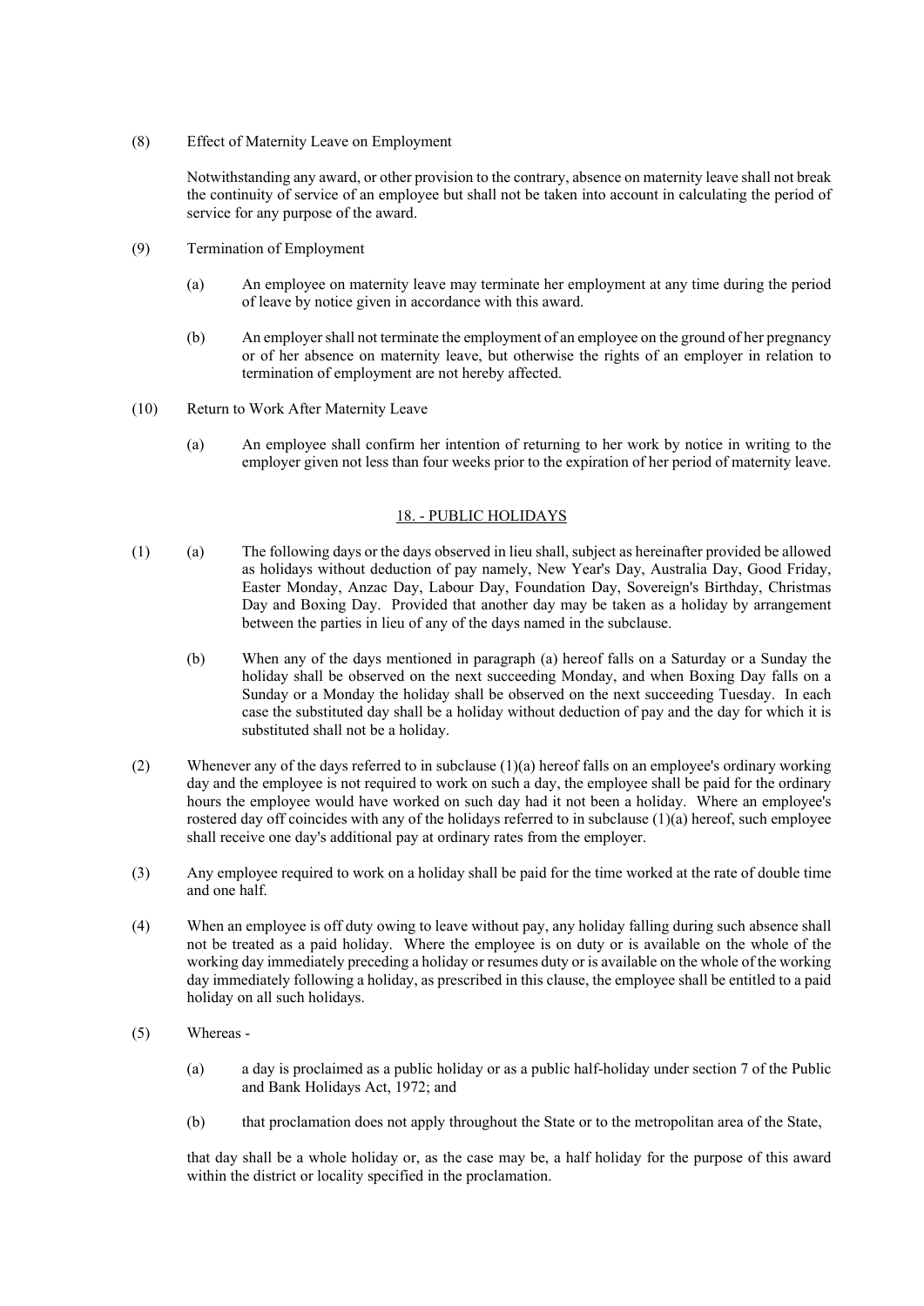(8) Effect of Maternity Leave on Employment

Notwithstanding any award, or other provision to the contrary, absence on maternity leave shall not break the continuity of service of an employee but shall not be taken into account in calculating the period of service for any purpose of the award.

(9) Termination of Employment

(a) An employee on maternity leave may terminate her employment at any time during the period of leave by notice given in accordance with this award.

(b) An employer shall not terminate the employment of an employee on the ground of her pregnancy or of her absence on maternity leave, but otherwise the rights of an employer in relation to termination of employment are not hereby affected.

(10) Return to Work After Maternity Leave

(a) An employee shall confirm her intention of returning to her work by notice in writing to the employer given not less than four weeks prior to the expiration of her period of maternity leave.

## 18. - PUBLIC HOLIDAYS

(1) (a) The following days or the days observed in lieu shall, subject as hereinafter provided be allowed as holidays without deduction of pay namely, New Year's Day, Australia Day, Good Friday, Easter Monday, Anzac Day, Labour Day, Foundation Day, Sovereign's Birthday, Christmas Day and Boxing Day. Provided that another day may be taken as a holiday by arrangement between the parties in lieu of any of the days named in the subclause.

(b) When any of the days mentioned in paragraph (a) hereof falls on a Saturday or a Sunday the holiday shall be observed on the next succeeding Monday, and when Boxing Day falls on a Sunday or a Monday the holiday shall be observed on the next succeeding Tuesday. In each case the substituted day shall be a holiday without deduction of pay and the day for which it is substituted shall not be a holiday.

(2) Whenever any of the days referred to in subclause (1)(a) hereof falls on an employee's ordinary working day and the employee is not required to work on such a day, the employee shall be paid for the ordinary hours the employee would have worked on such day had it not been a holiday. Where an employee's rostered day off coincides with any of the holidays referred to in subclause (1)(a) hereof, such employee shall receive one day's additional pay at ordinary rates from the employer.

(3) Any employee required to work on a holiday shall be paid for the time worked at the rate of double time and one half.

(4) When an employee is off duty owing to leave without pay, any holiday falling during such absence shall not be treated as a paid holiday. Where the employee is on duty or is available on the whole of the working day immediately preceding a holiday or resumes duty or is available on the whole of the working day immediately following a holiday, as prescribed in this clause, the employee shall be entitled to a paid holiday on all such holidays.

(5) Whereas -

(a) a day is proclaimed as a public holiday or as a public half-holiday under section 7 of the Public and Bank Holidays Act, 1972; and

(b) that proclamation does not apply throughout the State or to the metropolitan area of the State,

that day shall be a whole holiday or, as the case may be, a half holiday for the purpose of this award within the district or locality specified in the proclamation.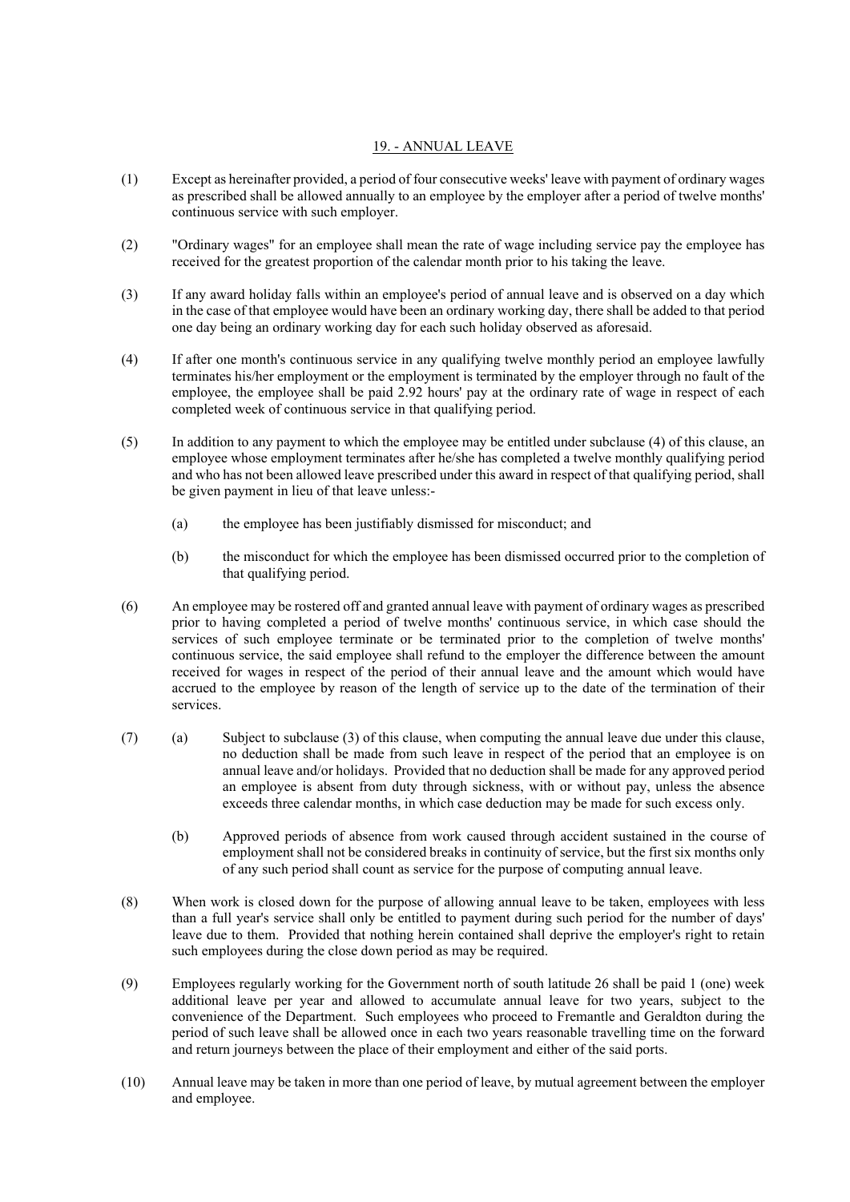## 19. - ANNUAL LEAVE

(1) Except as hereinafter provided, a period of four consecutive weeks' leave with payment of ordinary wages as prescribed shall be allowed annually to an employee by the employer after a period of twelve months' continuous service with such employer.

(2) "Ordinary wages" for an employee shall mean the rate of wage including service pay the employee has received for the greatest proportion of the calendar month prior to his taking the leave.

(3) If any award holiday falls within an employee's period of annual leave and is observed on a day which in the case of that employee would have been an ordinary working day, there shall be added to that period one day being an ordinary working day for each such holiday observed as aforesaid.

(4) If after one month's continuous service in any qualifying twelve monthly period an employee lawfully terminates his/her employment or the employment is terminated by the employer through no fault of the employee, the employee shall be paid 2.92 hours' pay at the ordinary rate of wage in respect of each completed week of continuous service in that qualifying period.

(5) In addition to any payment to which the employee may be entitled under subclause (4) of this clause, an employee whose employment terminates after he/she has completed a twelve monthly qualifying period and who has not been allowed leave prescribed under this award in respect of that qualifying period, shall be given payment in lieu of that leave unless:-

   (a) the employee has been justifiably dismissed for misconduct; and

   (b) the misconduct for which the employee has been dismissed occurred prior to the completion of that qualifying period.

(6) An employee may be rostered off and granted annual leave with payment of ordinary wages as prescribed prior to having completed a period of twelve months' continuous service, in which case should the services of such employee terminate or be terminated prior to the completion of twelve months' continuous service, the said employee shall refund to the employer the difference between the amount received for wages in respect of the period of their annual leave and the amount which would have accrued to the employee by reason of the length of service up to the date of the termination of their services.

(7) (a) Subject to subclause (3) of this clause, when computing the annual leave due under this clause, no deduction shall be made from such leave in respect of the period that an employee is on annual leave and/or holidays. Provided that no deduction shall be made for any approved period an employee is absent from duty through sickness, with or without pay, unless the absence exceeds three calendar months, in which case deduction may be made for such excess only.

   (b) Approved periods of absence from work caused through accident sustained in the course of employment shall not be considered breaks in continuity of service, but the first six months only of any such period shall count as service for the purpose of computing annual leave.

(8) When work is closed down for the purpose of allowing annual leave to be taken, employees with less than a full year's service shall only be entitled to payment during such period for the number of days' leave due to them. Provided that nothing herein contained shall deprive the employer's right to retain such employees during the close down period as may be required.

(9) Employees regularly working for the Government north of south latitude 26 shall be paid 1 (one) week additional leave per year and allowed to accumulate annual leave for two years, subject to the convenience of the Department. Such employees who proceed to Fremantle and Geraldton during the period of such leave shall be allowed once in each two years reasonable travelling time on the forward and return journeys between the place of their employment and either of the said ports.

(10) Annual leave may be taken in more than one period of leave, by mutual agreement between the employer and employee.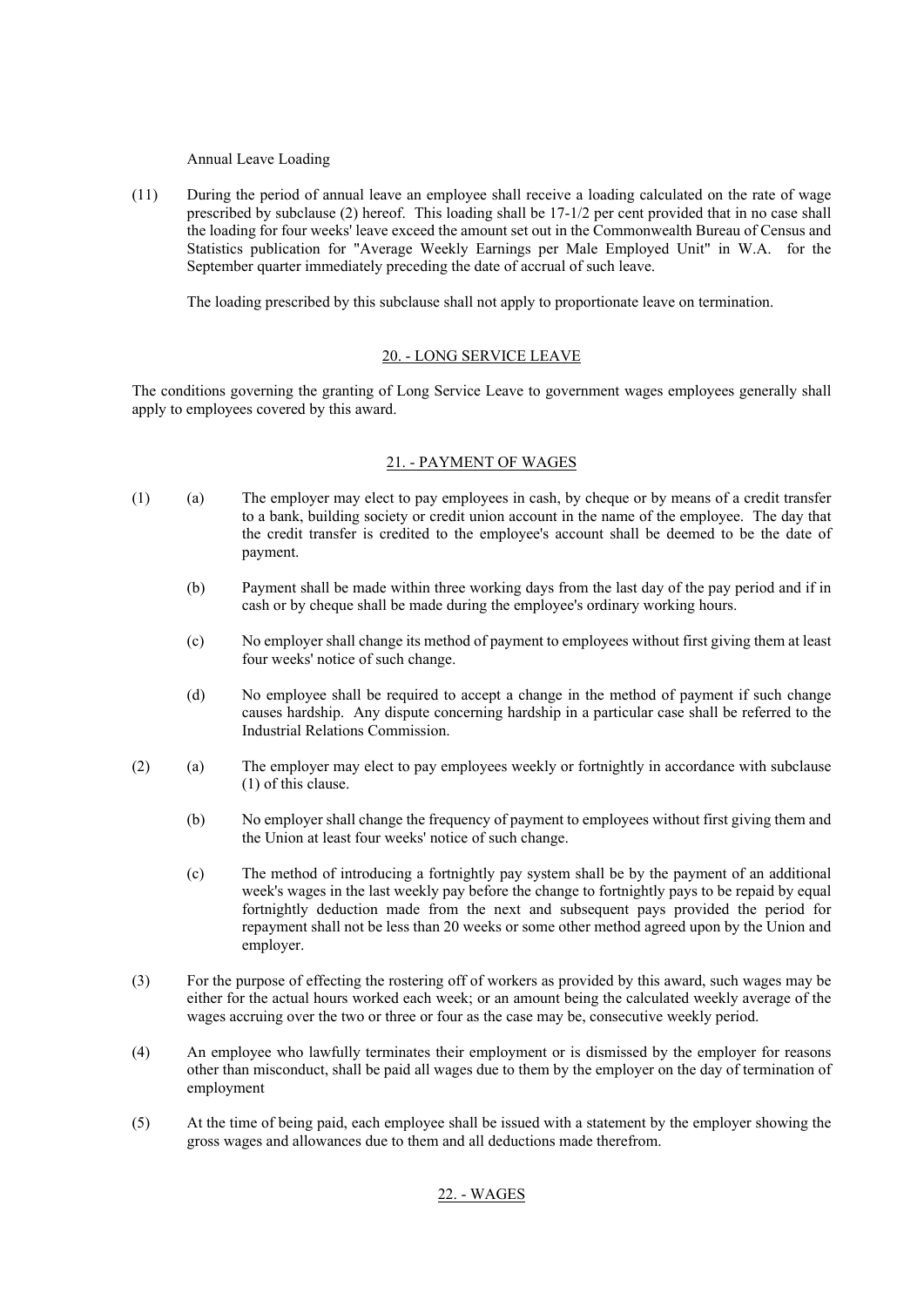Annual Leave Loading

(11) During the period of annual leave an employee shall receive a loading calculated on the rate of wage prescribed by subclause (2) hereof. This loading shall be 17-1/2 per cent provided that in no case shall the loading for four weeks' leave exceed the amount set out in the Commonwealth Bureau of Census and Statistics publication for "Average Weekly Earnings per Male Employed Unit" in W.A. for the September quarter immediately preceding the date of accrual of such leave.

The loading prescribed by this subclause shall not apply to proportionate leave on termination.

## 20. - LONG SERVICE LEAVE

The conditions governing the granting of Long Service Leave to government wages employees generally shall apply to employees covered by this award.

## 21. - PAYMENT OF WAGES

(1) (a) The employer may elect to pay employees in cash, by cheque or by means of a credit transfer to a bank, building society or credit union account in the name of the employee. The day that the credit transfer is credited to the employee's account shall be deemed to be the date of payment.

(b) Payment shall be made within three working days from the last day of the pay period and if in cash or by cheque shall be made during the employee's ordinary working hours.

(c) No employer shall change its method of payment to employees without first giving them at least four weeks' notice of such change.

(d) No employee shall be required to accept a change in the method of payment if such change causes hardship. Any dispute concerning hardship in a particular case shall be referred to the Industrial Relations Commission.

(2) (a) The employer may elect to pay employees weekly or fortnightly in accordance with subclause (1) of this clause.

(b) No employer shall change the frequency of payment to employees without first giving them and the Union at least four weeks' notice of such change.

(c) The method of introducing a fortnightly pay system shall be by the payment of an additional week's wages in the last weekly pay before the change to fortnightly pays to be repaid by equal fortnightly deduction made from the next and subsequent pays provided the period for repayment shall not be less than 20 weeks or some other method agreed upon by the Union and employer.

(3) For the purpose of effecting the rostering off of workers as provided by this award, such wages may be either for the actual hours worked each week; or an amount being the calculated weekly average of the wages accruing over the two or three or four as the case may be, consecutive weekly period.

(4) An employee who lawfully terminates their employment or is dismissed by the employer for reasons other than misconduct, shall be paid all wages due to them by the employer on the day of termination of employment

(5) At the time of being paid, each employee shall be issued with a statement by the employer showing the gross wages and allowances due to them and all deductions made therefrom.

## 22. - WAGES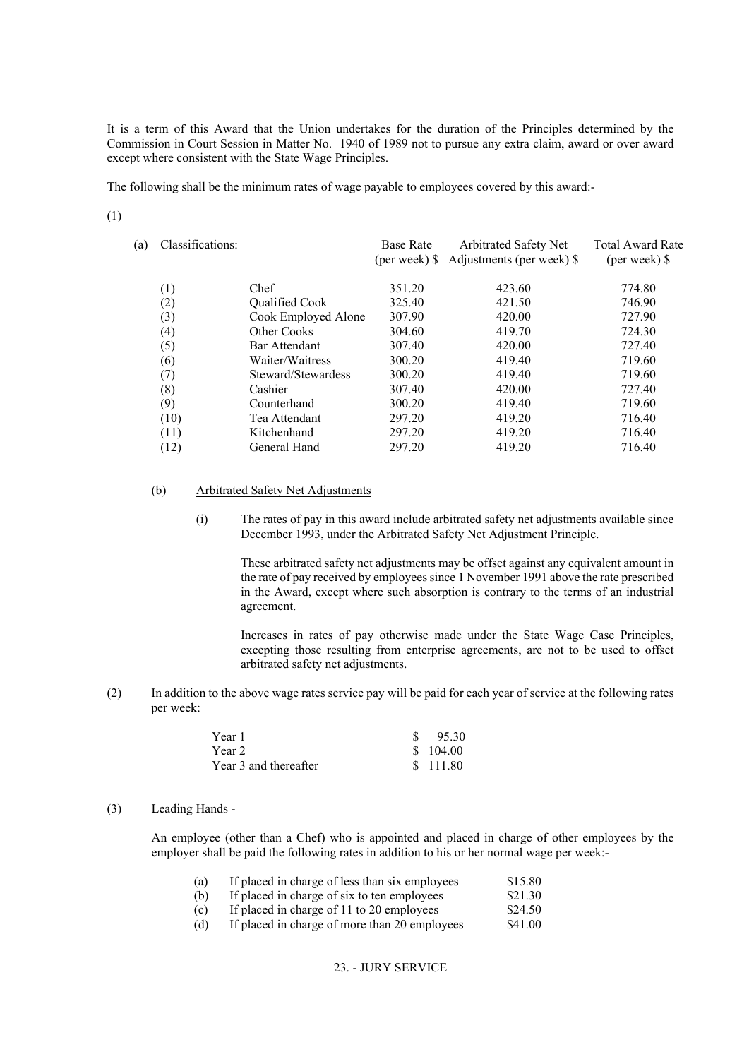It is a term of this Award that the Union undertakes for the duration of the Principles determined by the Commission in Court Session in Matter No. 1940 of 1989 not to pursue any extra claim, award or over award except where consistent with the State Wage Principles.

The following shall be the minimum rates of wage payable to employees covered by this award:-

(1)

(a) Classifications:

| | | Base Rate (per week) $ | Arbitrated Safety Net Adjustments (per week) $ | Total Award Rate (per week) $ |
|---|---|---|---|---|
| (1) | Chef | 351.20 | 423.60 | 774.80 |
| (2) | Qualified Cook | 325.40 | 421.50 | 746.90 |
| (3) | Cook Employed Alone | 307.90 | 420.00 | 727.90 |
| (4) | Other Cooks | 304.60 | 419.70 | 724.30 |
| (5) | Bar Attendant | 307.40 | 420.00 | 727.40 |
| (6) | Waiter/Waitress | 300.20 | 419.40 | 719.60 |
| (7) | Steward/Stewardess | 300.20 | 419.40 | 719.60 |
| (8) | Cashier | 307.40 | 420.00 | 727.40 |
| (9) | Counterhand | 300.20 | 419.40 | 719.60 |
| (10) | Tea Attendant | 297.20 | 419.20 | 716.40 |
| (11) | Kitchenhand | 297.20 | 419.20 | 716.40 |
| (12) | General Hand | 297.20 | 419.20 | 716.40 |

(b) Arbitrated Safety Net Adjustments

(i) The rates of pay in this award include arbitrated safety net adjustments available since December 1993, under the Arbitrated Safety Net Adjustment Principle.

These arbitrated safety net adjustments may be offset against any equivalent amount in the rate of pay received by employees since 1 November 1991 above the rate prescribed in the Award, except where such absorption is contrary to the terms of an industrial agreement.

Increases in rates of pay otherwise made under the State Wage Case Principles, excepting those resulting from enterprise agreements, are not to be used to offset arbitrated safety net adjustments.

(2) In addition to the above wage rates service pay will be paid for each year of service at the following rates per week:

| | |
|---|---|
| Year 1 | $ 95.30 |
| Year 2 | $ 104.00 |
| Year 3 and thereafter | $ 111.80 |

(3) Leading Hands -

An employee (other than a Chef) who is appointed and placed in charge of other employees by the employer shall be paid the following rates in addition to his or her normal wage per week:-

| | | |
|---|---|---|
| (a) | If placed in charge of less than six employees | $15.80 |
| (b) | If placed in charge of six to ten employees | $21.30 |
| (c) | If placed in charge of 11 to 20 employees | $24.50 |
| (d) | If placed in charge of more than 20 employees | $41.00 |

## 23. - JURY SERVICE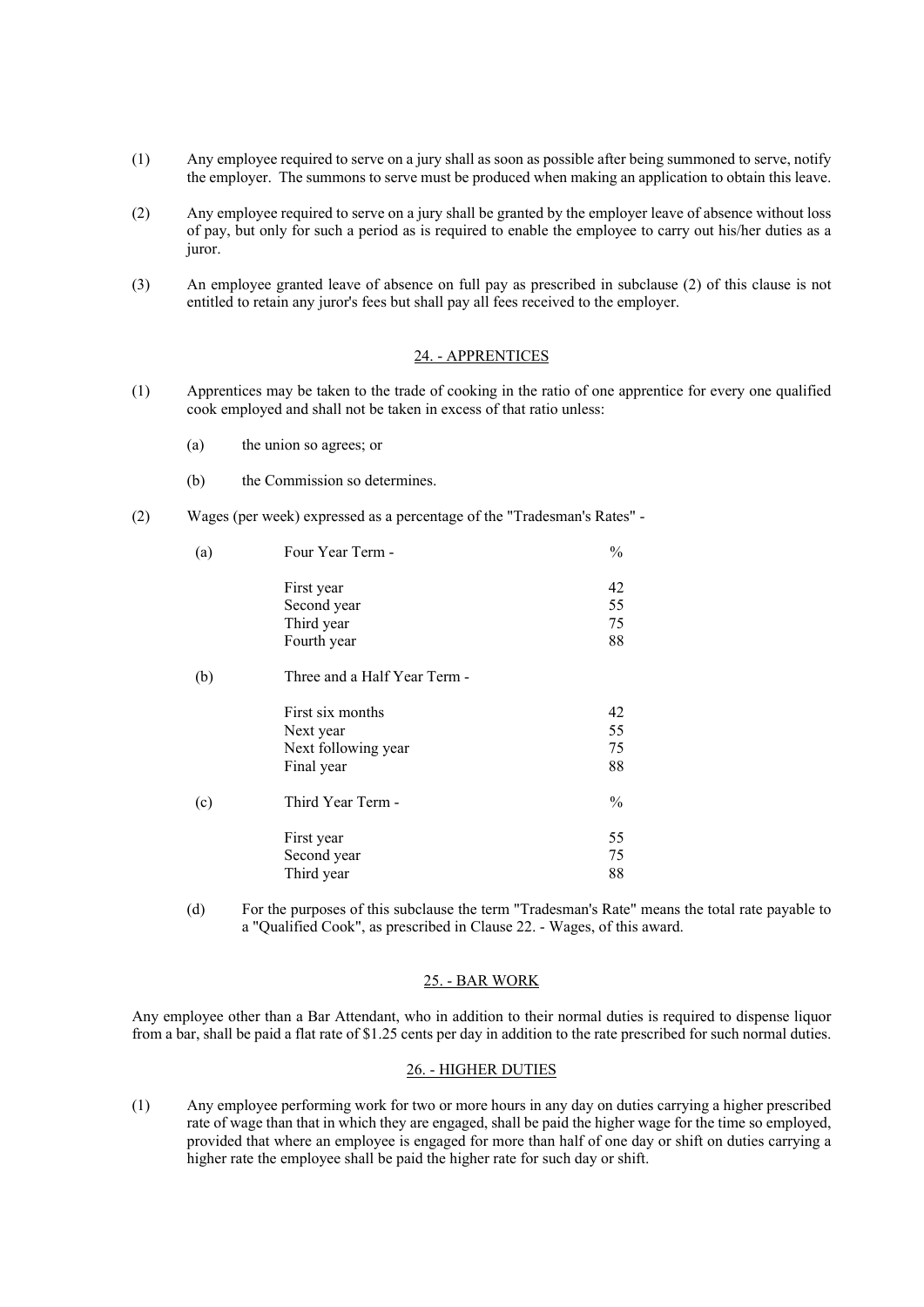(1) Any employee required to serve on a jury shall as soon as possible after being summoned to serve, notify the employer. The summons to serve must be produced when making an application to obtain this leave.

(2) Any employee required to serve on a jury shall be granted by the employer leave of absence without loss of pay, but only for such a period as is required to enable the employee to carry out his/her duties as a juror.

(3) An employee granted leave of absence on full pay as prescribed in subclause (2) of this clause is not entitled to retain any juror's fees but shall pay all fees received to the employer.

## 24. - APPRENTICES

(1) Apprentices may be taken to the trade of cooking in the ratio of one apprentice for every one qualified cook employed and shall not be taken in excess of that ratio unless:

(a) the union so agrees; or

(b) the Commission so determines.

(2) Wages (per week) expressed as a percentage of the "Tradesman's Rates" -

| | | |
|---|---|---|
| (a) | Four Year Term - | % |
| | First year | 42 |
| | Second year | 55 |
| | Third year | 75 |
| | Fourth year | 88 |
| (b) | Three and a Half Year Term - | |
| | First six months | 42 |
| | Next year | 55 |
| | Next following year | 75 |
| | Final year | 88 |
| (c) | Third Year Term - | % |
| | First year | 55 |
| | Second year | 75 |
| | Third year | 88 |

(d) For the purposes of this subclause the term "Tradesman's Rate" means the total rate payable to a "Qualified Cook", as prescribed in Clause 22. - Wages, of this award.

## 25. - BAR WORK

Any employee other than a Bar Attendant, who in addition to their normal duties is required to dispense liquor from a bar, shall be paid a flat rate of $1.25 cents per day in addition to the rate prescribed for such normal duties.

## 26. - HIGHER DUTIES

(1) Any employee performing work for two or more hours in any day on duties carrying a higher prescribed rate of wage than that in which they are engaged, shall be paid the higher wage for the time so employed, provided that where an employee is engaged for more than half of one day or shift on duties carrying a higher rate the employee shall be paid the higher rate for such day or shift.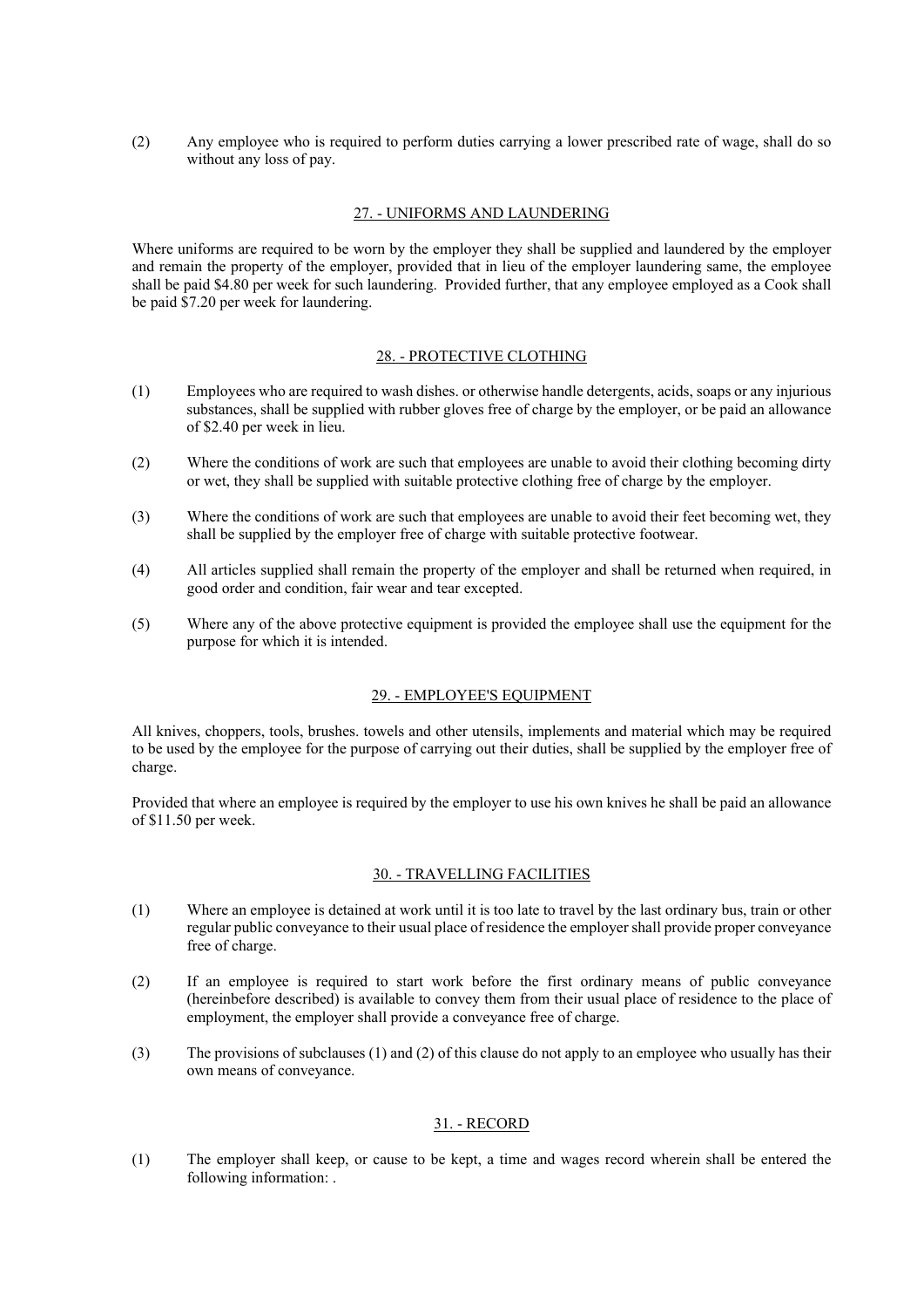(2) Any employee who is required to perform duties carrying a lower prescribed rate of wage, shall do so without any loss of pay.

## 27. - UNIFORMS AND LAUNDERING

Where uniforms are required to be worn by the employer they shall be supplied and laundered by the employer and remain the property of the employer, provided that in lieu of the employer laundering same, the employee shall be paid $4.80 per week for such laundering. Provided further, that any employee employed as a Cook shall be paid $7.20 per week for laundering.

## 28. - PROTECTIVE CLOTHING

(1) Employees who are required to wash dishes. or otherwise handle detergents, acids, soaps or any injurious substances, shall be supplied with rubber gloves free of charge by the employer, or be paid an allowance of $2.40 per week in lieu.

(2) Where the conditions of work are such that employees are unable to avoid their clothing becoming dirty or wet, they shall be supplied with suitable protective clothing free of charge by the employer.

(3) Where the conditions of work are such that employees are unable to avoid their feet becoming wet, they shall be supplied by the employer free of charge with suitable protective footwear.

(4) All articles supplied shall remain the property of the employer and shall be returned when required, in good order and condition, fair wear and tear excepted.

(5) Where any of the above protective equipment is provided the employee shall use the equipment for the purpose for which it is intended.

## 29. - EMPLOYEE'S EQUIPMENT

All knives, choppers, tools, brushes. towels and other utensils, implements and material which may be required to be used by the employee for the purpose of carrying out their duties, shall be supplied by the employer free of charge.

Provided that where an employee is required by the employer to use his own knives he shall be paid an allowance of $11.50 per week.

## 30. - TRAVELLING FACILITIES

(1) Where an employee is detained at work until it is too late to travel by the last ordinary bus, train or other regular public conveyance to their usual place of residence the employer shall provide proper conveyance free of charge.

(2) If an employee is required to start work before the first ordinary means of public conveyance (hereinbefore described) is available to convey them from their usual place of residence to the place of employment, the employer shall provide a conveyance free of charge.

(3) The provisions of subclauses (1) and (2) of this clause do not apply to an employee who usually has their own means of conveyance.

## 31. - RECORD

(1) The employer shall keep, or cause to be kept, a time and wages record wherein shall be entered the following information: .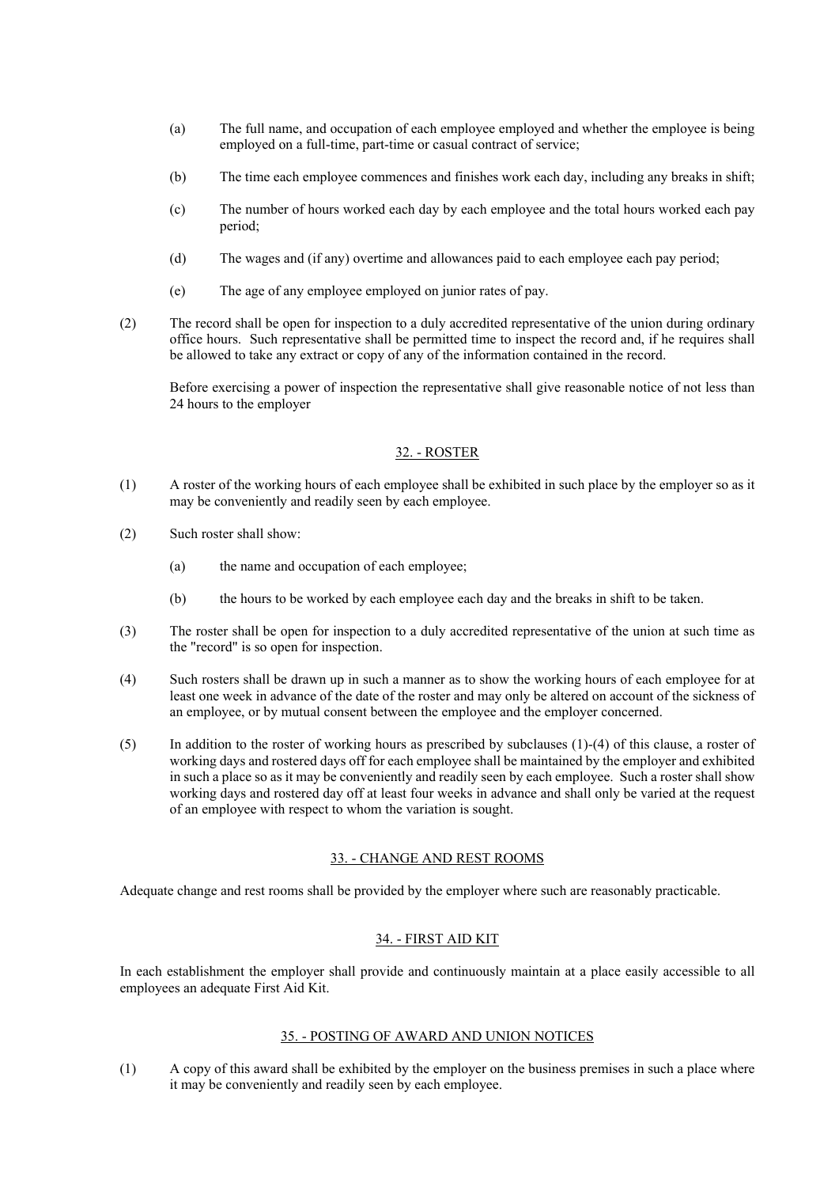(a) The full name, and occupation of each employee employed and whether the employee is being employed on a full-time, part-time or casual contract of service;

(b) The time each employee commences and finishes work each day, including any breaks in shift;

(c) The number of hours worked each day by each employee and the total hours worked each pay period;

(d) The wages and (if any) overtime and allowances paid to each employee each pay period;

(e) The age of any employee employed on junior rates of pay.

(2) The record shall be open for inspection to a duly accredited representative of the union during ordinary office hours. Such representative shall be permitted time to inspect the record and, if he requires shall be allowed to take any extract or copy of any of the information contained in the record.

Before exercising a power of inspection the representative shall give reasonable notice of not less than 24 hours to the employer

## 32. - ROSTER

(1) A roster of the working hours of each employee shall be exhibited in such place by the employer so as it may be conveniently and readily seen by each employee.

(2) Such roster shall show:

(a) the name and occupation of each employee;

(b) the hours to be worked by each employee each day and the breaks in shift to be taken.

(3) The roster shall be open for inspection to a duly accredited representative of the union at such time as the "record" is so open for inspection.

(4) Such rosters shall be drawn up in such a manner as to show the working hours of each employee for at least one week in advance of the date of the roster and may only be altered on account of the sickness of an employee, or by mutual consent between the employee and the employer concerned.

(5) In addition to the roster of working hours as prescribed by subclauses (1)-(4) of this clause, a roster of working days and rostered days off for each employee shall be maintained by the employer and exhibited in such a place so as it may be conveniently and readily seen by each employee. Such a roster shall show working days and rostered day off at least four weeks in advance and shall only be varied at the request of an employee with respect to whom the variation is sought.

## 33. - CHANGE AND REST ROOMS

Adequate change and rest rooms shall be provided by the employer where such are reasonably practicable.

## 34. - FIRST AID KIT

In each establishment the employer shall provide and continuously maintain at a place easily accessible to all employees an adequate First Aid Kit.

## 35. - POSTING OF AWARD AND UNION NOTICES

(1) A copy of this award shall be exhibited by the employer on the business premises in such a place where it may be conveniently and readily seen by each employee.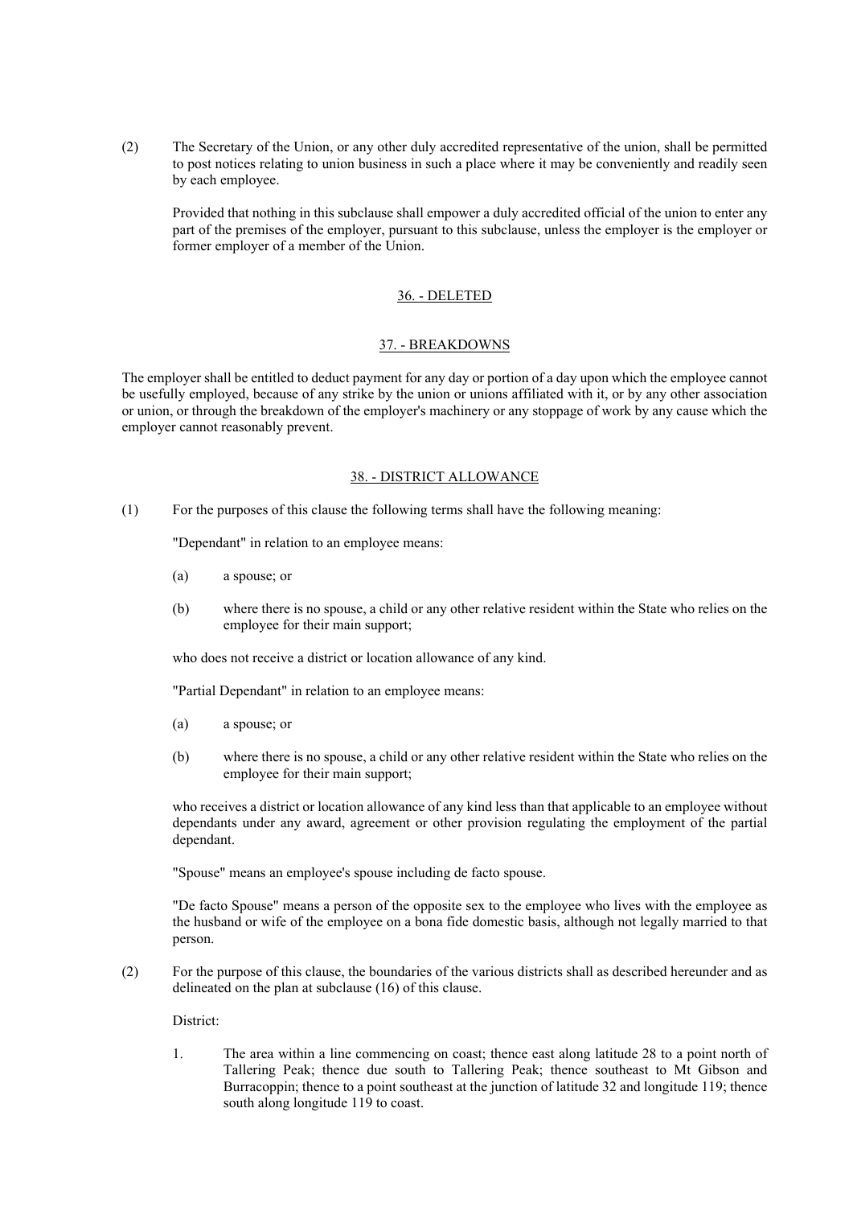(2) The Secretary of the Union, or any other duly accredited representative of the union, shall be permitted to post notices relating to union business in such a place where it may be conveniently and readily seen by each employee.

Provided that nothing in this subclause shall empower a duly accredited official of the union to enter any part of the premises of the employer, pursuant to this subclause, unless the employer is the employer or former employer of a member of the Union.

## 36. - DELETED

## 37. - BREAKDOWNS

The employer shall be entitled to deduct payment for any day or portion of a day upon which the employee cannot be usefully employed, because of any strike by the union or unions affiliated with it, or by any other association or union, or through the breakdown of the employer's machinery or any stoppage of work by any cause which the employer cannot reasonably prevent.

## 38. - DISTRICT ALLOWANCE

(1) For the purposes of this clause the following terms shall have the following meaning:

"Dependant" in relation to an employee means:

(a) a spouse; or

(b) where there is no spouse, a child or any other relative resident within the State who relies on the employee for their main support;

who does not receive a district or location allowance of any kind.

"Partial Dependant" in relation to an employee means:

(a) a spouse; or

(b) where there is no spouse, a child or any other relative resident within the State who relies on the employee for their main support;

who receives a district or location allowance of any kind less than that applicable to an employee without dependants under any award, agreement or other provision regulating the employment of the partial dependant.

"Spouse" means an employee's spouse including de facto spouse.

"De facto Spouse" means a person of the opposite sex to the employee who lives with the employee as the husband or wife of the employee on a bona fide domestic basis, although not legally married to that person.

(2) For the purpose of this clause, the boundaries of the various districts shall as described hereunder and as delineated on the plan at subclause (16) of this clause.

District:

1. The area within a line commencing on coast; thence east along latitude 28 to a point north of Tallering Peak; thence due south to Tallering Peak; thence southeast to Mt Gibson and Burracoppin; thence to a point southeast at the junction of latitude 32 and longitude 119; thence south along longitude 119 to coast.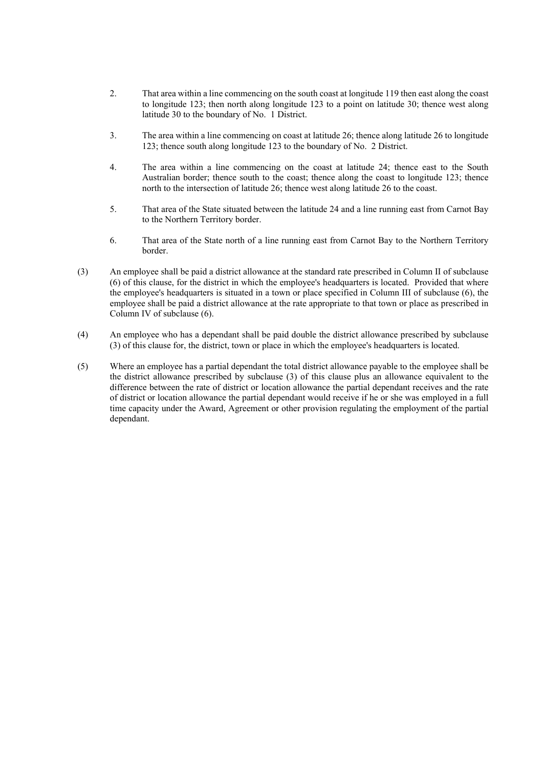2. That area within a line commencing on the south coast at longitude 119 then east along the coast to longitude 123; then north along longitude 123 to a point on latitude 30; thence west along latitude 30 to the boundary of No. 1 District.

3. The area within a line commencing on coast at latitude 26; thence along latitude 26 to longitude 123; thence south along longitude 123 to the boundary of No. 2 District.

4. The area within a line commencing on the coast at latitude 24; thence east to the South Australian border; thence south to the coast; thence along the coast to longitude 123; thence north to the intersection of latitude 26; thence west along latitude 26 to the coast.

5. That area of the State situated between the latitude 24 and a line running east from Carnot Bay to the Northern Territory border.

6. That area of the State north of a line running east from Carnot Bay to the Northern Territory border.

(3) An employee shall be paid a district allowance at the standard rate prescribed in Column II of subclause (6) of this clause, for the district in which the employee's headquarters is located. Provided that where the employee's headquarters is situated in a town or place specified in Column III of subclause (6), the employee shall be paid a district allowance at the rate appropriate to that town or place as prescribed in Column IV of subclause (6).

(4) An employee who has a dependant shall be paid double the district allowance prescribed by subclause (3) of this clause for, the district, town or place in which the employee's headquarters is located.

(5) Where an employee has a partial dependant the total district allowance payable to the employee shall be the district allowance prescribed by subclause (3) of this clause plus an allowance equivalent to the difference between the rate of district or location allowance the partial dependant receives and the rate of district or location allowance the partial dependant would receive if he or she was employed in a full time capacity under the Award, Agreement or other provision regulating the employment of the partial dependant.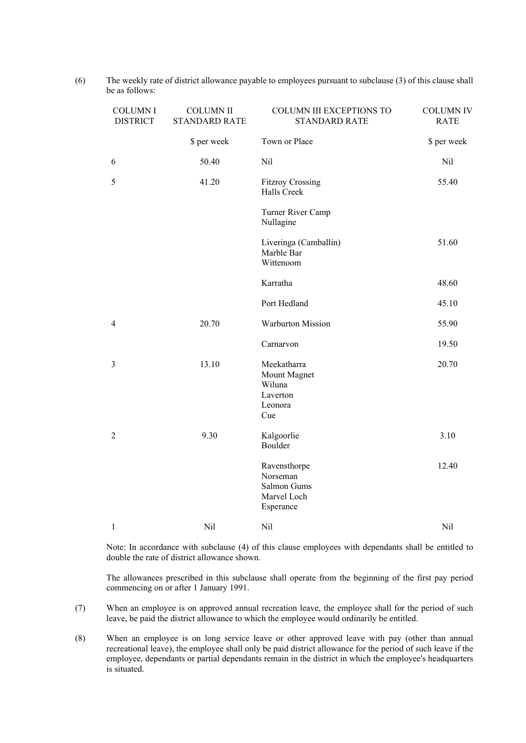(6) The weekly rate of district allowance payable to employees pursuant to subclause (3) of this clause shall be as follows:

| COLUMN I DISTRICT | COLUMN II STANDARD RATE | COLUMN III EXCEPTIONS TO STANDARD RATE | COLUMN IV RATE |
|---|---|---|---|
| | $ per week | Town or Place | $ per week |
| 6 | 50.40 | Nil | Nil |
| 5 | 41.20 | Fitzroy Crossing<br>Halls Creek<br><br>Turner River Camp<br>Nullagine | 55.40 |
| | | Liveringa (Camballin)<br>Marble Bar<br>Wittenoom | 51.60 |
| | | Karratha | 48.60 |
| | | Port Hedland | 45.10 |
| 4 | 20.70 | Warburton Mission | 55.90 |
| | | Carnarvon | 19.50 |
| 3 | 13.10 | Meekatharra<br>Mount Magnet<br>Wiluna<br>Laverton<br>Leonora<br>Cue | 20.70 |
| 2 | 9.30 | Kalgoorlie<br>Boulder | 3.10 |
| | | Ravensthorpe<br>Norseman<br>Salmon Gums<br>Marvel Loch<br>Esperance | 12.40 |
| 1 | Nil | Nil | Nil |

Note: In accordance with subclause (4) of this clause employees with dependants shall be entitled to double the rate of district allowance shown.

The allowances prescribed in this subclause shall operate from the beginning of the first pay period commencing on or after 1 January 1991.

(7) When an employee is on approved annual recreation leave, the employee shall for the period of such leave, be paid the district allowance to which the employee would ordinarily be entitled.

(8) When an employee is on long service leave or other approved leave with pay (other than annual recreational leave), the employee shall only be paid district allowance for the period of such leave if the employee, dependants or partial dependants remain in the district in which the employee's headquarters is situated.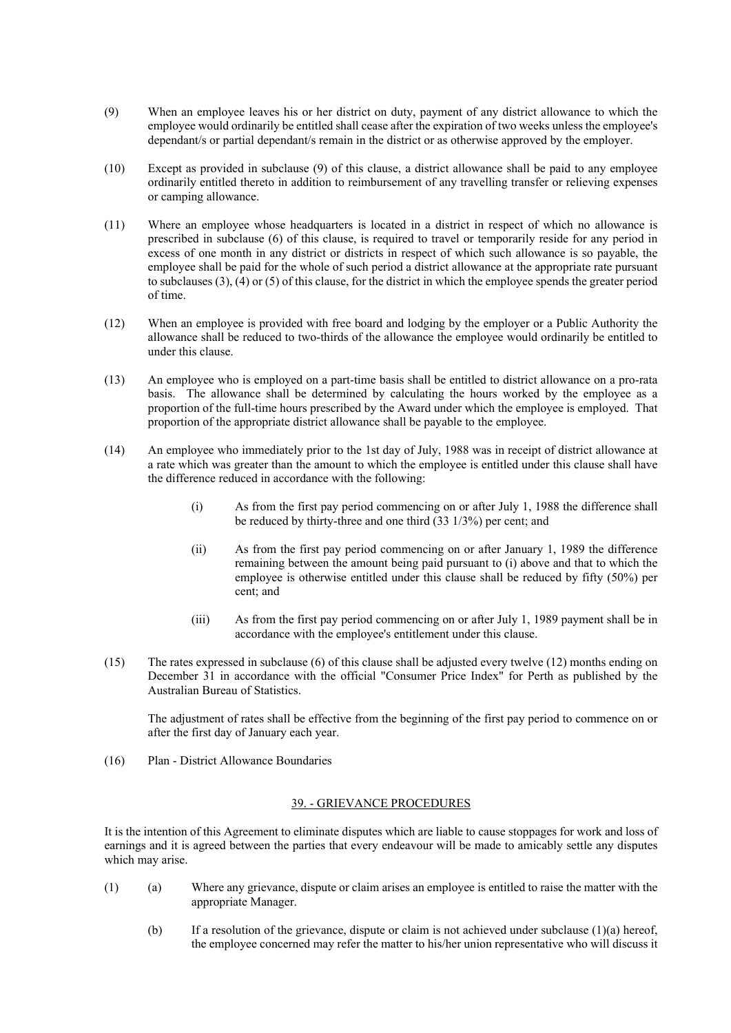(9) When an employee leaves his or her district on duty, payment of any district allowance to which the employee would ordinarily be entitled shall cease after the expiration of two weeks unless the employee's dependant/s or partial dependant/s remain in the district or as otherwise approved by the employer.

(10) Except as provided in subclause (9) of this clause, a district allowance shall be paid to any employee ordinarily entitled thereto in addition to reimbursement of any travelling transfer or relieving expenses or camping allowance.

(11) Where an employee whose headquarters is located in a district in respect of which no allowance is prescribed in subclause (6) of this clause, is required to travel or temporarily reside for any period in excess of one month in any district or districts in respect of which such allowance is so payable, the employee shall be paid for the whole of such period a district allowance at the appropriate rate pursuant to subclauses (3), (4) or (5) of this clause, for the district in which the employee spends the greater period of time.

(12) When an employee is provided with free board and lodging by the employer or a Public Authority the allowance shall be reduced to two-thirds of the allowance the employee would ordinarily be entitled to under this clause.

(13) An employee who is employed on a part-time basis shall be entitled to district allowance on a pro-rata basis. The allowance shall be determined by calculating the hours worked by the employee as a proportion of the full-time hours prescribed by the Award under which the employee is employed. That proportion of the appropriate district allowance shall be payable to the employee.

(14) An employee who immediately prior to the 1st day of July, 1988 was in receipt of district allowance at a rate which was greater than the amount to which the employee is entitled under this clause shall have the difference reduced in accordance with the following:

   (i) As from the first pay period commencing on or after July 1, 1988 the difference shall be reduced by thirty-three and one third (33 1/3%) per cent; and

   (ii) As from the first pay period commencing on or after January 1, 1989 the difference remaining between the amount being paid pursuant to (i) above and that to which the employee is otherwise entitled under this clause shall be reduced by fifty (50%) per cent; and

   (iii) As from the first pay period commencing on or after July 1, 1989 payment shall be in accordance with the employee's entitlement under this clause.

(15) The rates expressed in subclause (6) of this clause shall be adjusted every twelve (12) months ending on December 31 in accordance with the official "Consumer Price Index" for Perth as published by the Australian Bureau of Statistics.

The adjustment of rates shall be effective from the beginning of the first pay period to commence on or after the first day of January each year.

(16) Plan - District Allowance Boundaries

## 39. - GRIEVANCE PROCEDURES

It is the intention of this Agreement to eliminate disputes which are liable to cause stoppages for work and loss of earnings and it is agreed between the parties that every endeavour will be made to amicably settle any disputes which may arise.

(1) (a) Where any grievance, dispute or claim arises an employee is entitled to raise the matter with the appropriate Manager.

   (b) If a resolution of the grievance, dispute or claim is not achieved under subclause (1)(a) hereof, the employee concerned may refer the matter to his/her union representative who will discuss it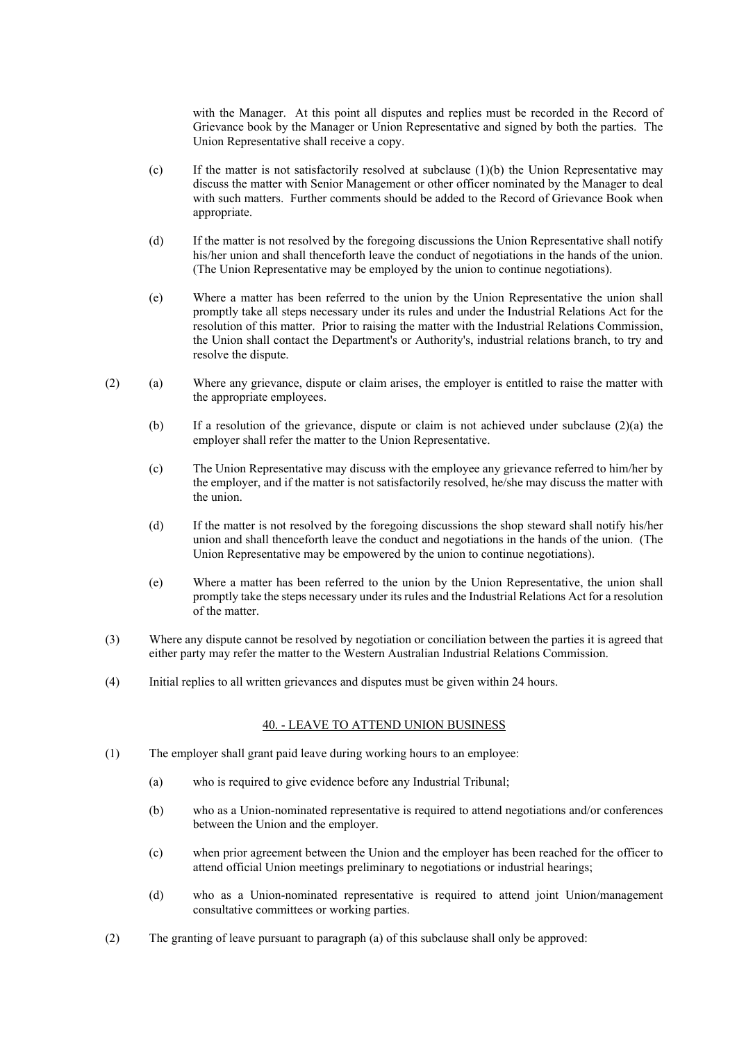with the Manager. At this point all disputes and replies must be recorded in the Record of Grievance book by the Manager or Union Representative and signed by both the parties. The Union Representative shall receive a copy.

(c) If the matter is not satisfactorily resolved at subclause (1)(b) the Union Representative may discuss the matter with Senior Management or other officer nominated by the Manager to deal with such matters. Further comments should be added to the Record of Grievance Book when appropriate.

(d) If the matter is not resolved by the foregoing discussions the Union Representative shall notify his/her union and shall thenceforth leave the conduct of negotiations in the hands of the union. (The Union Representative may be employed by the union to continue negotiations).

(e) Where a matter has been referred to the union by the Union Representative the union shall promptly take all steps necessary under its rules and under the Industrial Relations Act for the resolution of this matter. Prior to raising the matter with the Industrial Relations Commission, the Union shall contact the Department's or Authority's, industrial relations branch, to try and resolve the dispute.

(2) (a) Where any grievance, dispute or claim arises, the employer is entitled to raise the matter with the appropriate employees.

(b) If a resolution of the grievance, dispute or claim is not achieved under subclause (2)(a) the employer shall refer the matter to the Union Representative.

(c) The Union Representative may discuss with the employee any grievance referred to him/her by the employer, and if the matter is not satisfactorily resolved, he/she may discuss the matter with the union.

(d) If the matter is not resolved by the foregoing discussions the shop steward shall notify his/her union and shall thenceforth leave the conduct and negotiations in the hands of the union. (The Union Representative may be empowered by the union to continue negotiations).

(e) Where a matter has been referred to the union by the Union Representative, the union shall promptly take the steps necessary under its rules and the Industrial Relations Act for a resolution of the matter.

(3) Where any dispute cannot be resolved by negotiation or conciliation between the parties it is agreed that either party may refer the matter to the Western Australian Industrial Relations Commission.

(4) Initial replies to all written grievances and disputes must be given within 24 hours.

## 40. - LEAVE TO ATTEND UNION BUSINESS

(1) The employer shall grant paid leave during working hours to an employee:

(a) who is required to give evidence before any Industrial Tribunal;

(b) who as a Union-nominated representative is required to attend negotiations and/or conferences between the Union and the employer.

(c) when prior agreement between the Union and the employer has been reached for the officer to attend official Union meetings preliminary to negotiations or industrial hearings;

(d) who as a Union-nominated representative is required to attend joint Union/management consultative committees or working parties.

(2) The granting of leave pursuant to paragraph (a) of this subclause shall only be approved: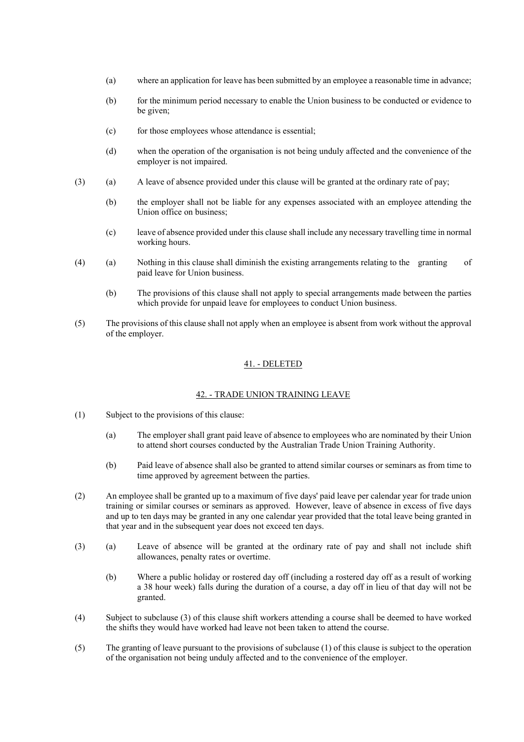(a) where an application for leave has been submitted by an employee a reasonable time in advance;

(b) for the minimum period necessary to enable the Union business to be conducted or evidence to be given;

(c) for those employees whose attendance is essential;

(d) when the operation of the organisation is not being unduly affected and the convenience of the employer is not impaired.

(3) (a) A leave of absence provided under this clause will be granted at the ordinary rate of pay;

(b) the employer shall not be liable for any expenses associated with an employee attending the Union office on business;

(c) leave of absence provided under this clause shall include any necessary travelling time in normal working hours.

(4) (a) Nothing in this clause shall diminish the existing arrangements relating to the granting of paid leave for Union business.

(b) The provisions of this clause shall not apply to special arrangements made between the parties which provide for unpaid leave for employees to conduct Union business.

(5) The provisions of this clause shall not apply when an employee is absent from work without the approval of the employer.

## 41. - DELETED

## 42. - TRADE UNION TRAINING LEAVE

(1) Subject to the provisions of this clause:

(a) The employer shall grant paid leave of absence to employees who are nominated by their Union to attend short courses conducted by the Australian Trade Union Training Authority.

(b) Paid leave of absence shall also be granted to attend similar courses or seminars as from time to time approved by agreement between the parties.

(2) An employee shall be granted up to a maximum of five days' paid leave per calendar year for trade union training or similar courses or seminars as approved. However, leave of absence in excess of five days and up to ten days may be granted in any one calendar year provided that the total leave being granted in that year and in the subsequent year does not exceed ten days.

(3) (a) Leave of absence will be granted at the ordinary rate of pay and shall not include shift allowances, penalty rates or overtime.

(b) Where a public holiday or rostered day off (including a rostered day off as a result of working a 38 hour week) falls during the duration of a course, a day off in lieu of that day will not be granted.

(4) Subject to subclause (3) of this clause shift workers attending a course shall be deemed to have worked the shifts they would have worked had leave not been taken to attend the course.

(5) The granting of leave pursuant to the provisions of subclause (1) of this clause is subject to the operation of the organisation not being unduly affected and to the convenience of the employer.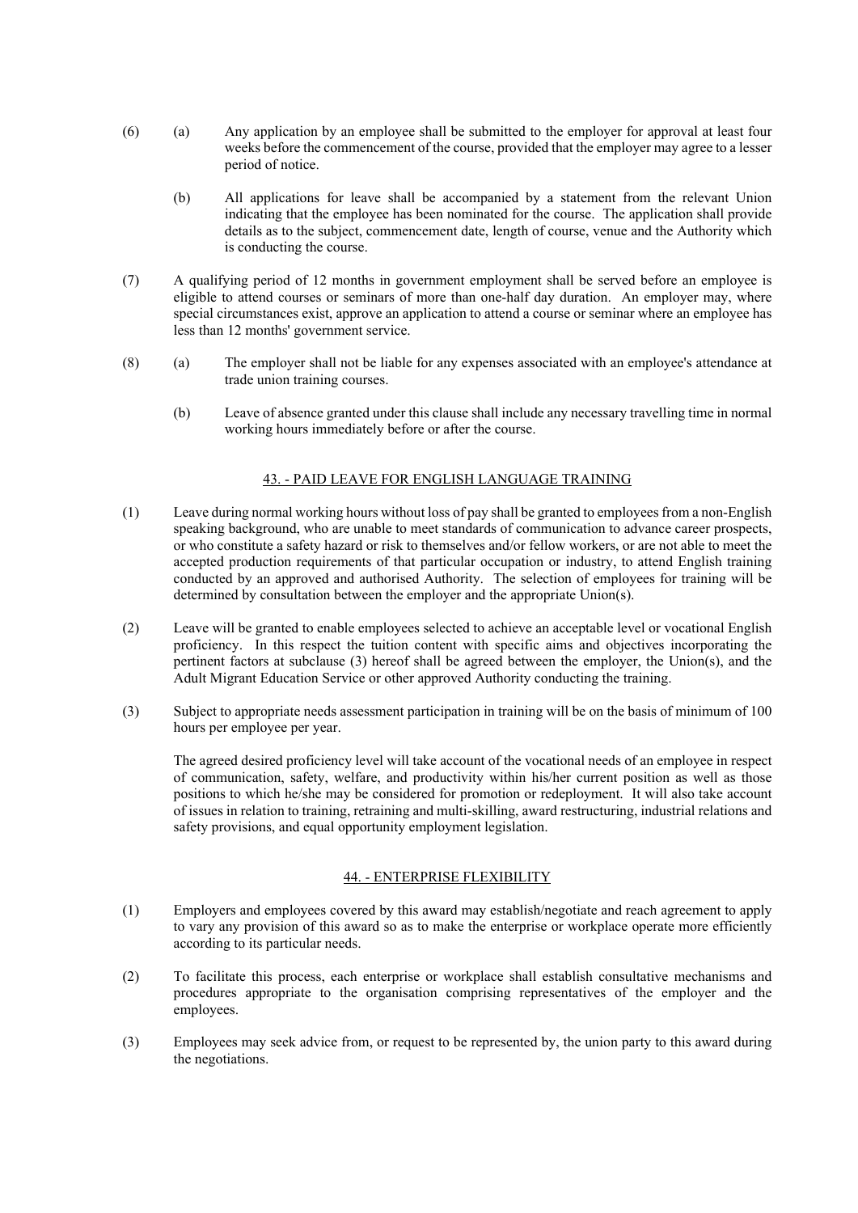(6) (a) Any application by an employee shall be submitted to the employer for approval at least four weeks before the commencement of the course, provided that the employer may agree to a lesser period of notice.

(b) All applications for leave shall be accompanied by a statement from the relevant Union indicating that the employee has been nominated for the course. The application shall provide details as to the subject, commencement date, length of course, venue and the Authority which is conducting the course.

(7) A qualifying period of 12 months in government employment shall be served before an employee is eligible to attend courses or seminars of more than one-half day duration. An employer may, where special circumstances exist, approve an application to attend a course or seminar where an employee has less than 12 months' government service.

(8) (a) The employer shall not be liable for any expenses associated with an employee's attendance at trade union training courses.

(b) Leave of absence granted under this clause shall include any necessary travelling time in normal working hours immediately before or after the course.

## 43. - PAID LEAVE FOR ENGLISH LANGUAGE TRAINING

(1) Leave during normal working hours without loss of pay shall be granted to employees from a non-English speaking background, who are unable to meet standards of communication to advance career prospects, or who constitute a safety hazard or risk to themselves and/or fellow workers, or are not able to meet the accepted production requirements of that particular occupation or industry, to attend English training conducted by an approved and authorised Authority. The selection of employees for training will be determined by consultation between the employer and the appropriate Union(s).

(2) Leave will be granted to enable employees selected to achieve an acceptable level or vocational English proficiency. In this respect the tuition content with specific aims and objectives incorporating the pertinent factors at subclause (3) hereof shall be agreed between the employer, the Union(s), and the Adult Migrant Education Service or other approved Authority conducting the training.

(3) Subject to appropriate needs assessment participation in training will be on the basis of minimum of 100 hours per employee per year.

The agreed desired proficiency level will take account of the vocational needs of an employee in respect of communication, safety, welfare, and productivity within his/her current position as well as those positions to which he/she may be considered for promotion or redeployment. It will also take account of issues in relation to training, retraining and multi-skilling, award restructuring, industrial relations and safety provisions, and equal opportunity employment legislation.

## 44. - ENTERPRISE FLEXIBILITY

(1) Employers and employees covered by this award may establish/negotiate and reach agreement to apply to vary any provision of this award so as to make the enterprise or workplace operate more efficiently according to its particular needs.

(2) To facilitate this process, each enterprise or workplace shall establish consultative mechanisms and procedures appropriate to the organisation comprising representatives of the employer and the employees.

(3) Employees may seek advice from, or request to be represented by, the union party to this award during the negotiations.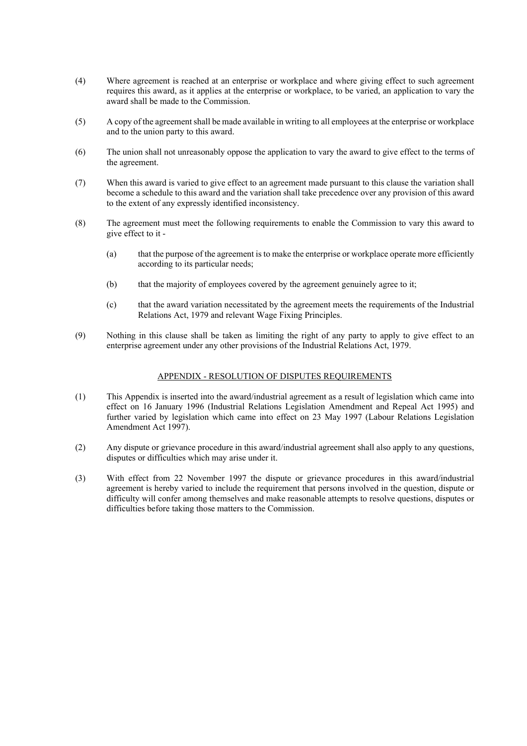(4) Where agreement is reached at an enterprise or workplace and where giving effect to such agreement requires this award, as it applies at the enterprise or workplace, to be varied, an application to vary the award shall be made to the Commission.

(5) A copy of the agreement shall be made available in writing to all employees at the enterprise or workplace and to the union party to this award.

(6) The union shall not unreasonably oppose the application to vary the award to give effect to the terms of the agreement.

(7) When this award is varied to give effect to an agreement made pursuant to this clause the variation shall become a schedule to this award and the variation shall take precedence over any provision of this award to the extent of any expressly identified inconsistency.

(8) The agreement must meet the following requirements to enable the Commission to vary this award to give effect to it -

  (a) that the purpose of the agreement is to make the enterprise or workplace operate more efficiently according to its particular needs;

  (b) that the majority of employees covered by the agreement genuinely agree to it;

  (c) that the award variation necessitated by the agreement meets the requirements of the Industrial Relations Act, 1979 and relevant Wage Fixing Principles.

(9) Nothing in this clause shall be taken as limiting the right of any party to apply to give effect to an enterprise agreement under any other provisions of the Industrial Relations Act, 1979.

## APPENDIX - RESOLUTION OF DISPUTES REQUIREMENTS

(1) This Appendix is inserted into the award/industrial agreement as a result of legislation which came into effect on 16 January 1996 (Industrial Relations Legislation Amendment and Repeal Act 1995) and further varied by legislation which came into effect on 23 May 1997 (Labour Relations Legislation Amendment Act 1997).

(2) Any dispute or grievance procedure in this award/industrial agreement shall also apply to any questions, disputes or difficulties which may arise under it.

(3) With effect from 22 November 1997 the dispute or grievance procedures in this award/industrial agreement is hereby varied to include the requirement that persons involved in the question, dispute or difficulty will confer among themselves and make reasonable attempts to resolve questions, disputes or difficulties before taking those matters to the Commission.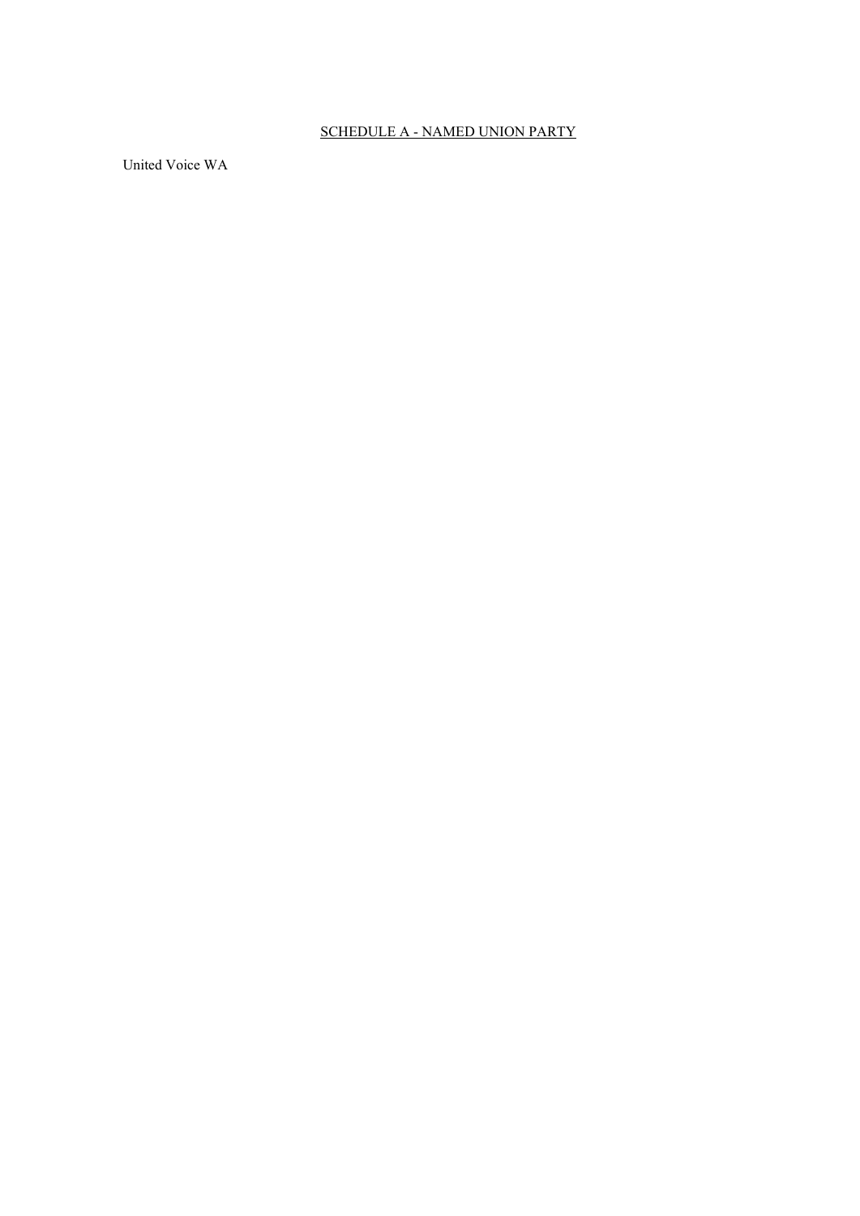## SCHEDULE A - NAMED UNION PARTY

United Voice WA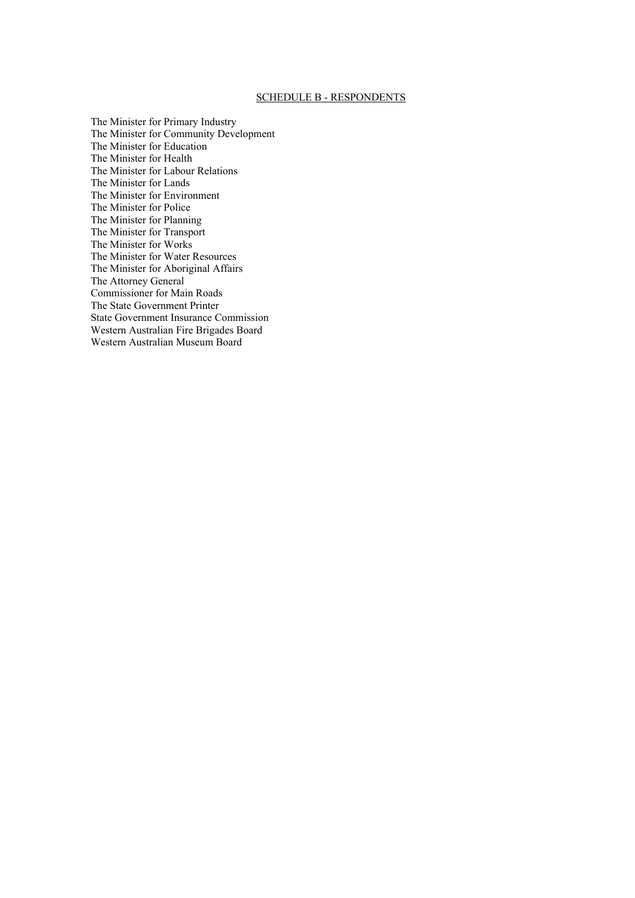## SCHEDULE B - RESPONDENTS

The Minister for Primary Industry
The Minister for Community Development
The Minister for Education
The Minister for Health
The Minister for Labour Relations
The Minister for Lands
The Minister for Environment
The Minister for Police
The Minister for Planning
The Minister for Transport
The Minister for Works
The Minister for Water Resources
The Minister for Aboriginal Affairs
The Attorney General
Commissioner for Main Roads
The State Government Printer
State Government Insurance Commission
Western Australian Fire Brigades Board
Western Australian Museum Board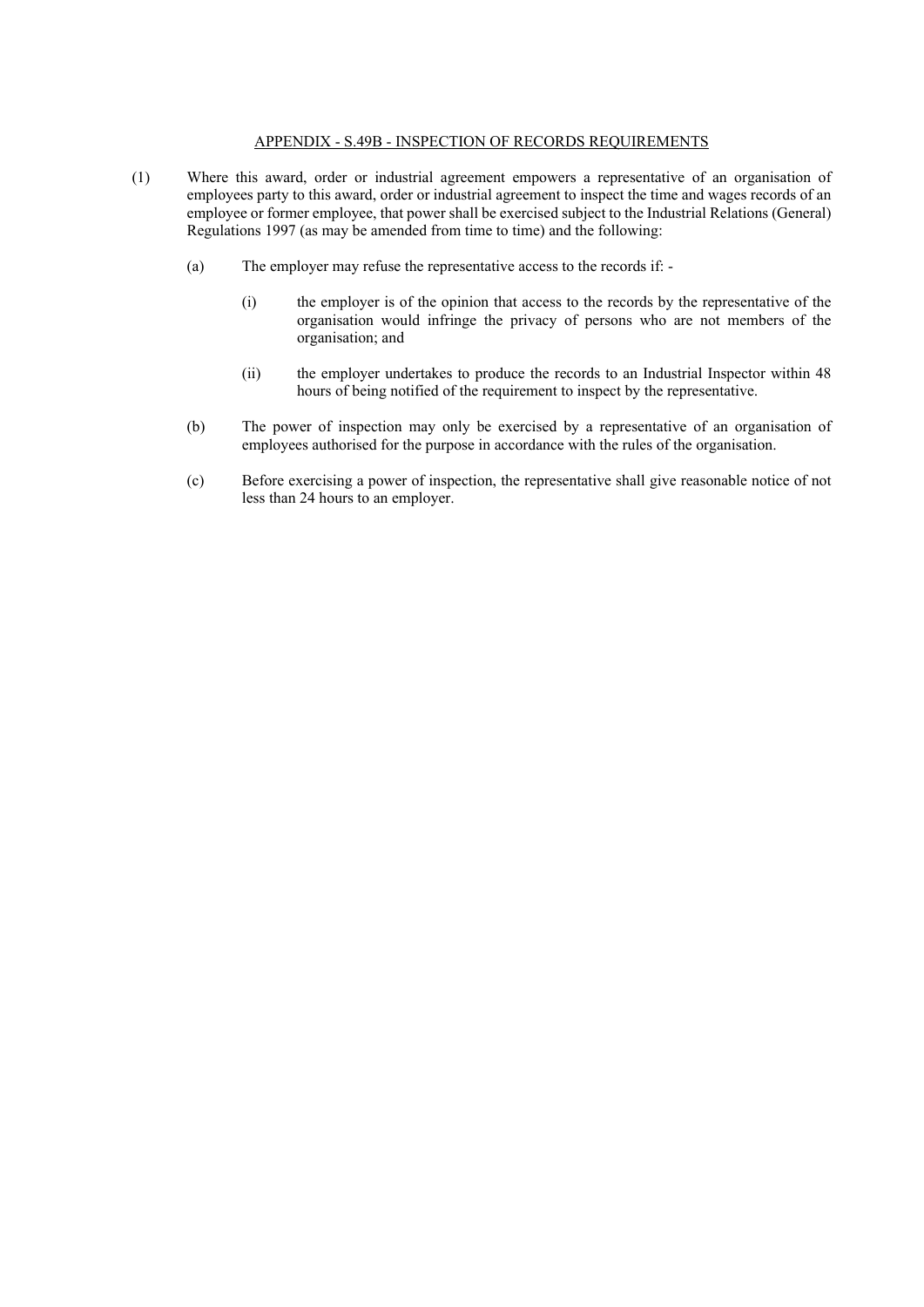## APPENDIX - S.49B - INSPECTION OF RECORDS REQUIREMENTS

(1) Where this award, order or industrial agreement empowers a representative of an organisation of employees party to this award, order or industrial agreement to inspect the time and wages records of an employee or former employee, that power shall be exercised subject to the Industrial Relations (General) Regulations 1997 (as may be amended from time to time) and the following:

   (a) The employer may refuse the representative access to the records if: -

      (i) the employer is of the opinion that access to the records by the representative of the organisation would infringe the privacy of persons who are not members of the organisation; and

      (ii) the employer undertakes to produce the records to an Industrial Inspector within 48 hours of being notified of the requirement to inspect by the representative.

   (b) The power of inspection may only be exercised by a representative of an organisation of employees authorised for the purpose in accordance with the rules of the organisation.

   (c) Before exercising a power of inspection, the representative shall give reasonable notice of not less than 24 hours to an employer.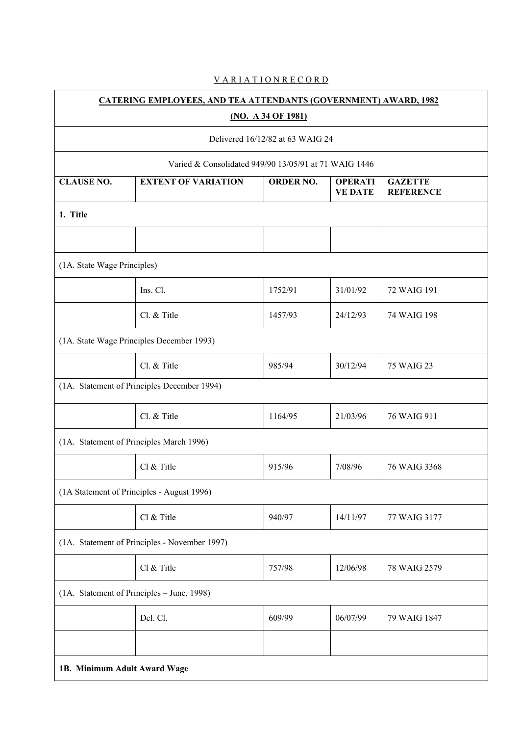V A R I A T I O N R E C O R D

| **CATERING EMPLOYEES, AND TEA ATTENDANTS (GOVERNMENT) AWARD, 1982 (NO. A 34 OF 1981)** | | | | |
|---|---|---|---|---|
| Delivered 16/12/82 at 63 WAIG 24 | | | | |
| Varied & Consolidated 949/90 13/05/91 at 71 WAIG 1446 | | | | |
| **CLAUSE NO.** | **EXTENT OF VARIATION** | **ORDER NO.** | **OPERATIVE DATE** | **GAZETTE REFERENCE** |
| **1. Title** | | | | |
| | | | | |
| (1A. State Wage Principles) | | | | |
| | Ins. Cl. | 1752/91 | 31/01/92 | 72 WAIG 191 |
| | Cl. & Title | 1457/93 | 24/12/93 | 74 WAIG 198 |
| (1A. State Wage Principles December 1993) | | | | |
| | Cl. & Title | 985/94 | 30/12/94 | 75 WAIG 23 |
| (1A. Statement of Principles December 1994) | | | | |
| | Cl. & Title | 1164/95 | 21/03/96 | 76 WAIG 911 |
| (1A. Statement of Principles March 1996) | | | | |
| | Cl & Title | 915/96 | 7/08/96 | 76 WAIG 3368 |
| (1A Statement of Principles - August 1996) | | | | |
| | Cl & Title | 940/97 | 14/11/97 | 77 WAIG 3177 |
| (1A. Statement of Principles - November 1997) | | | | |
| | Cl & Title | 757/98 | 12/06/98 | 78 WAIG 2579 |
| (1A. Statement of Principles – June, 1998) | | | | |
| | Del. Cl. | 609/99 | 06/07/99 | 79 WAIG 1847 |
| | | | | |
| **1B. Minimum Adult Award Wage** | | | | |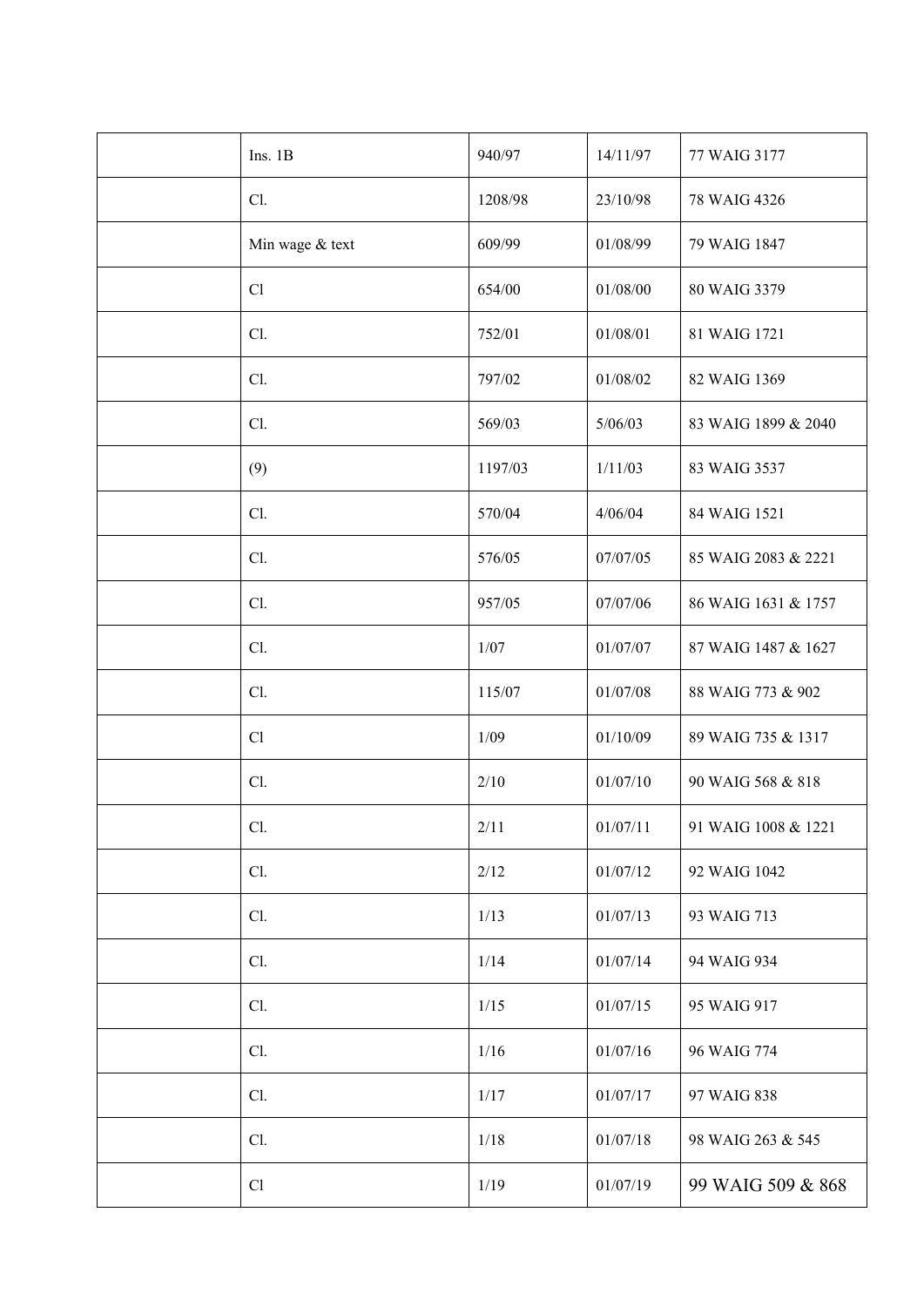| | | | | |
|---|---|---|---|---|
| | Ins. 1B | 940/97 | 14/11/97 | 77 WAIG 3177 |
| | Cl. | 1208/98 | 23/10/98 | 78 WAIG 4326 |
| | Min wage & text | 609/99 | 01/08/99 | 79 WAIG 1847 |
| | Cl | 654/00 | 01/08/00 | 80 WAIG 3379 |
| | Cl. | 752/01 | 01/08/01 | 81 WAIG 1721 |
| | Cl. | 797/02 | 01/08/02 | 82 WAIG 1369 |
| | Cl. | 569/03 | 5/06/03 | 83 WAIG 1899 & 2040 |
| | (9) | 1197/03 | 1/11/03 | 83 WAIG 3537 |
| | Cl. | 570/04 | 4/06/04 | 84 WAIG 1521 |
| | Cl. | 576/05 | 07/07/05 | 85 WAIG 2083 & 2221 |
| | Cl. | 957/05 | 07/07/06 | 86 WAIG 1631 & 1757 |
| | Cl. | 1/07 | 01/07/07 | 87 WAIG 1487 & 1627 |
| | Cl. | 115/07 | 01/07/08 | 88 WAIG 773 & 902 |
| | Cl | 1/09 | 01/10/09 | 89 WAIG 735 & 1317 |
| | Cl. | 2/10 | 01/07/10 | 90 WAIG 568 & 818 |
| | Cl. | 2/11 | 01/07/11 | 91 WAIG 1008 & 1221 |
| | Cl. | 2/12 | 01/07/12 | 92 WAIG 1042 |
| | Cl. | 1/13 | 01/07/13 | 93 WAIG 713 |
| | Cl. | 1/14 | 01/07/14 | 94 WAIG 934 |
| | Cl. | 1/15 | 01/07/15 | 95 WAIG 917 |
| | Cl. | 1/16 | 01/07/16 | 96 WAIG 774 |
| | Cl. | 1/17 | 01/07/17 | 97 WAIG 838 |
| | Cl. | 1/18 | 01/07/18 | 98 WAIG 263 & 545 |
| | Cl | 1/19 | 01/07/19 | 99 WAIG 509 & 868 |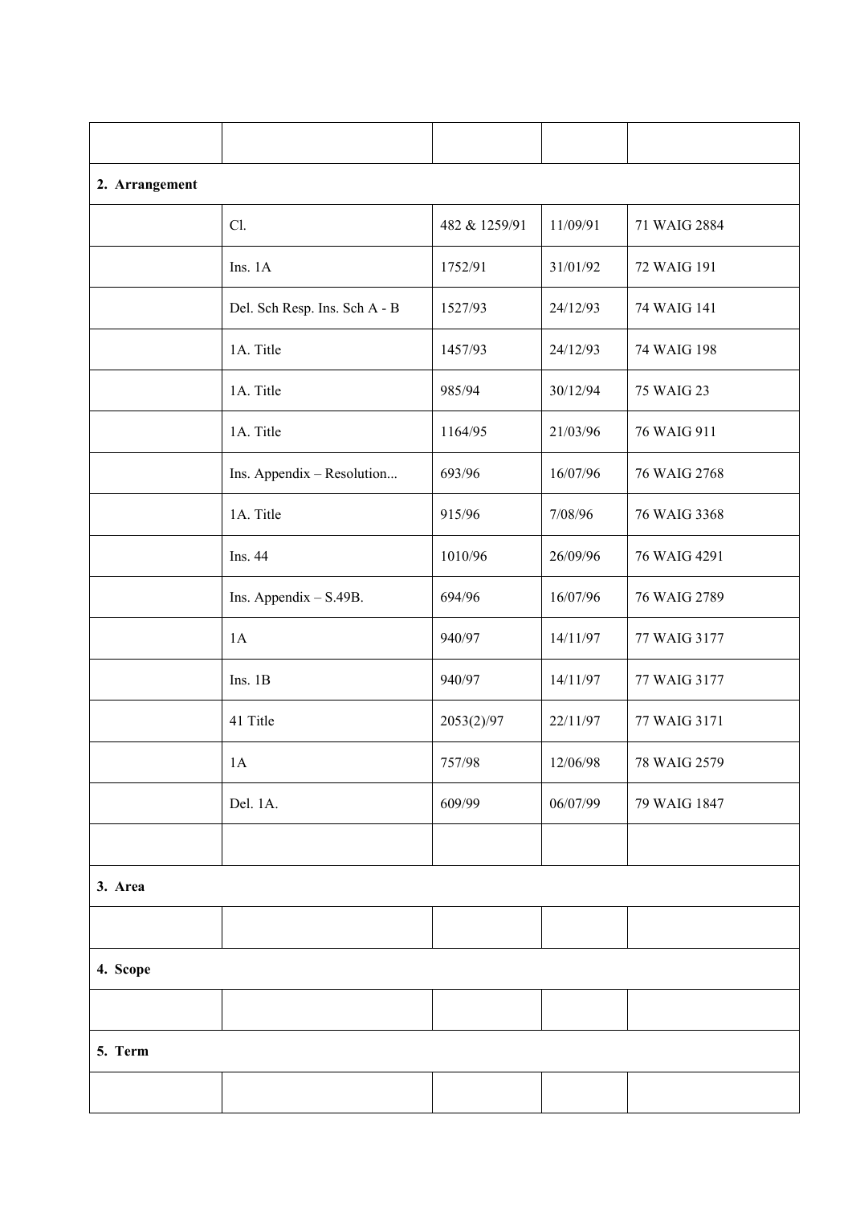| | | | | |
|---|---|---|---|---|
| **2. Arrangement** | | | | |
| | Cl. | 482 & 1259/91 | 11/09/91 | 71 WAIG 2884 |
| | Ins. 1A | 1752/91 | 31/01/92 | 72 WAIG 191 |
| | Del. Sch Resp. Ins. Sch A - B | 1527/93 | 24/12/93 | 74 WAIG 141 |
| | 1A. Title | 1457/93 | 24/12/93 | 74 WAIG 198 |
| | 1A. Title | 985/94 | 30/12/94 | 75 WAIG 23 |
| | 1A. Title | 1164/95 | 21/03/96 | 76 WAIG 911 |
| | Ins. Appendix – Resolution... | 693/96 | 16/07/96 | 76 WAIG 2768 |
| | 1A. Title | 915/96 | 7/08/96 | 76 WAIG 3368 |
| | Ins. 44 | 1010/96 | 26/09/96 | 76 WAIG 4291 |
| | Ins. Appendix – S.49B. | 694/96 | 16/07/96 | 76 WAIG 2789 |
| | 1A | 940/97 | 14/11/97 | 77 WAIG 3177 |
| | Ins. 1B | 940/97 | 14/11/97 | 77 WAIG 3177 |
| | 41 Title | 2053(2)/97 | 22/11/97 | 77 WAIG 3171 |
| | 1A | 757/98 | 12/06/98 | 78 WAIG 2579 |
| | Del. 1A. | 609/99 | 06/07/99 | 79 WAIG 1847 |
| | | | | |
| **3. Area** | | | | |
| | | | | |
| **4. Scope** | | | | |
| | | | | |
| **5. Term** | | | | |
| | | | | |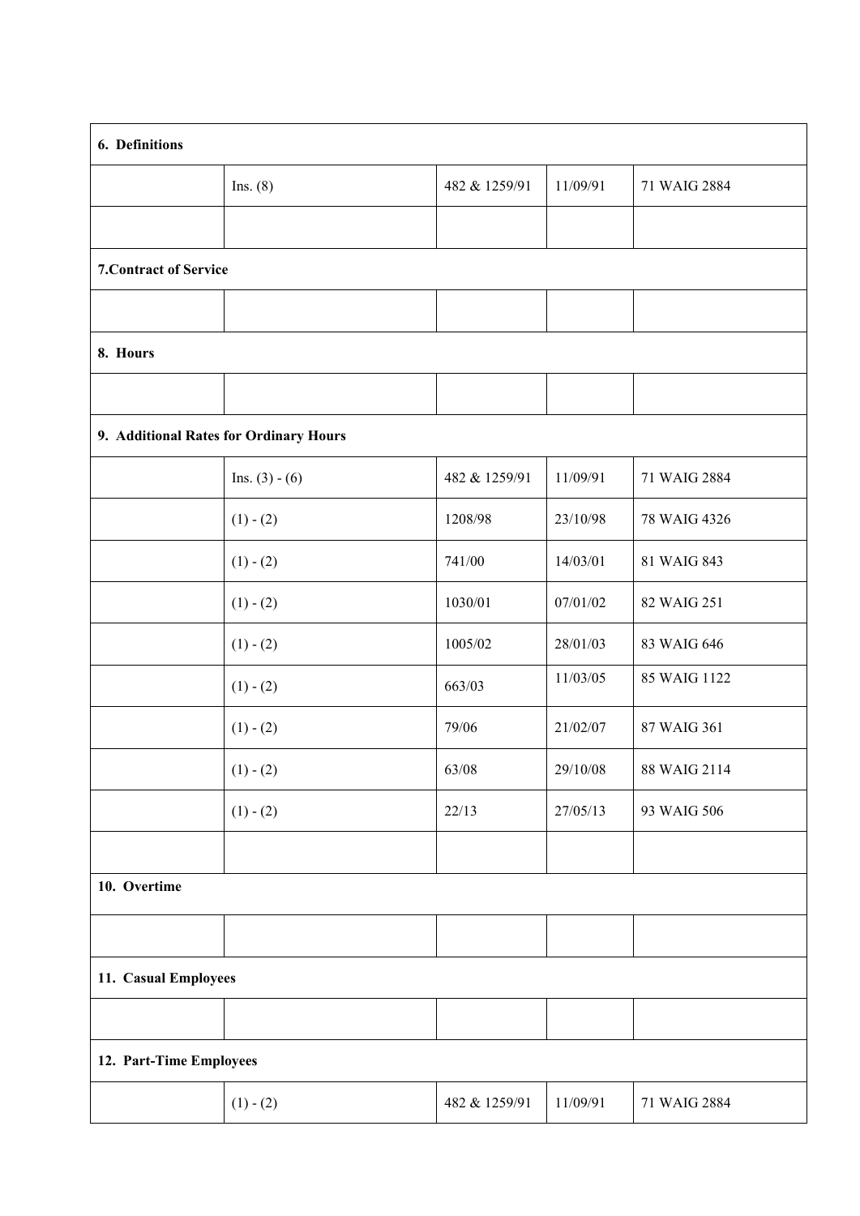| 6. Definitions | | | | |
|---|---|---|---|---|
| | Ins. (8) | 482 & 1259/91 | 11/09/91 | 71 WAIG 2884 |
| | | | | |
| **7.Contract of Service** | | | | |
| | | | | |
| **8. Hours** | | | | |
| | | | | |
| **9. Additional Rates for Ordinary Hours** | | | | |
| | Ins. (3) - (6) | 482 & 1259/91 | 11/09/91 | 71 WAIG 2884 |
| | (1) - (2) | 1208/98 | 23/10/98 | 78 WAIG 4326 |
| | (1) - (2) | 741/00 | 14/03/01 | 81 WAIG 843 |
| | (1) - (2) | 1030/01 | 07/01/02 | 82 WAIG 251 |
| | (1) - (2) | 1005/02 | 28/01/03 | 83 WAIG 646 |
| | (1) - (2) | 663/03 | 11/03/05 | 85 WAIG 1122 |
| | (1) - (2) | 79/06 | 21/02/07 | 87 WAIG 361 |
| | (1) - (2) | 63/08 | 29/10/08 | 88 WAIG 2114 |
| | (1) - (2) | 22/13 | 27/05/13 | 93 WAIG 506 |
| | | | | |
| **10. Overtime** | | | | |
| | | | | |
| **11. Casual Employees** | | | | |
| | | | | |
| **12. Part-Time Employees** | | | | |
| | (1) - (2) | 482 & 1259/91 | 11/09/91 | 71 WAIG 2884 |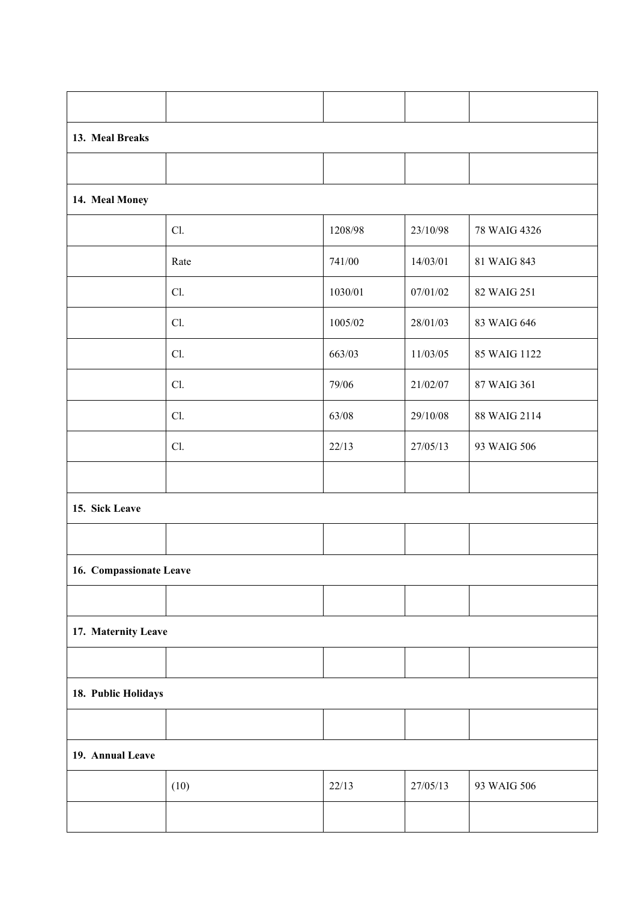| | | | | |
|---|---|---|---|---|
| **13. Meal Breaks** | | | | |
| | | | | |
| **14. Meal Money** | | | | |
| | Cl. | 1208/98 | 23/10/98 | 78 WAIG 4326 |
| | Rate | 741/00 | 14/03/01 | 81 WAIG 843 |
| | Cl. | 1030/01 | 07/01/02 | 82 WAIG 251 |
| | Cl. | 1005/02 | 28/01/03 | 83 WAIG 646 |
| | Cl. | 663/03 | 11/03/05 | 85 WAIG 1122 |
| | Cl. | 79/06 | 21/02/07 | 87 WAIG 361 |
| | Cl. | 63/08 | 29/10/08 | 88 WAIG 2114 |
| | Cl. | 22/13 | 27/05/13 | 93 WAIG 506 |
| | | | | |
| **15. Sick Leave** | | | | |
| | | | | |
| **16. Compassionate Leave** | | | | |
| | | | | |
| **17. Maternity Leave** | | | | |
| | | | | |
| **18. Public Holidays** | | | | |
| | | | | |
| **19. Annual Leave** | | | | |
| | (10) | 22/13 | 27/05/13 | 93 WAIG 506 |
| | | | | |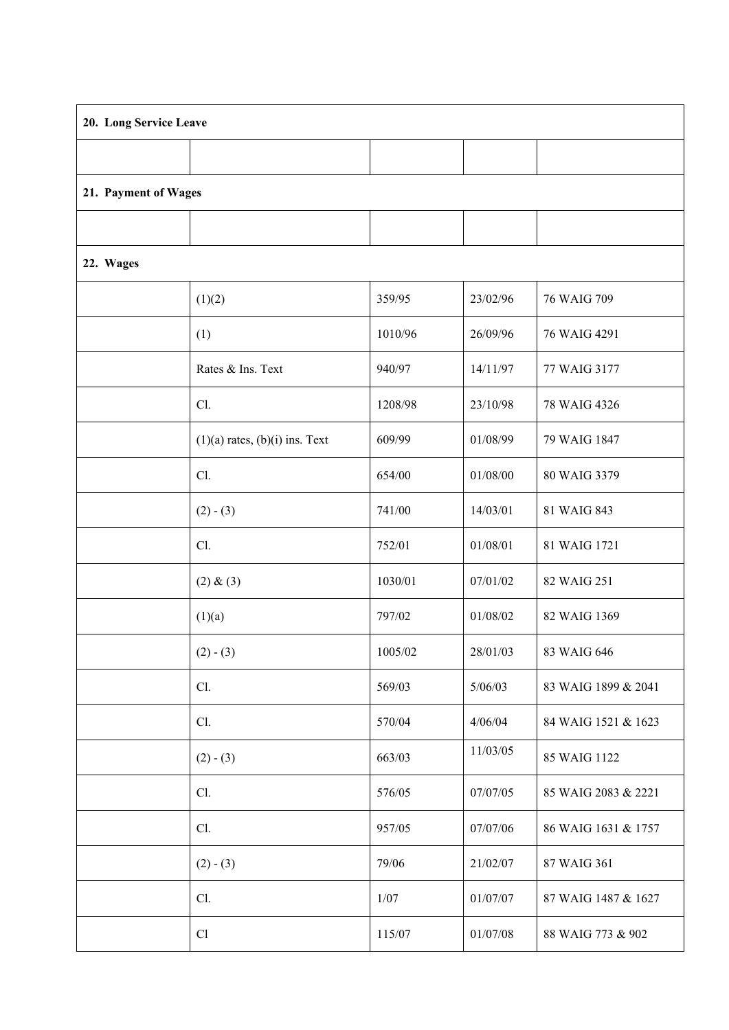| 20. Long Service Leave | | | | |
|---|---|---|---|---|
| | | | | |
| **21. Payment of Wages** | | | | |
| | | | | |
| **22. Wages** | | | | |
| | (1)(2) | 359/95 | 23/02/96 | 76 WAIG 709 |
| | (1) | 1010/96 | 26/09/96 | 76 WAIG 4291 |
| | Rates & Ins. Text | 940/97 | 14/11/97 | 77 WAIG 3177 |
| | Cl. | 1208/98 | 23/10/98 | 78 WAIG 4326 |
| | (1)(a) rates, (b)(i) ins. Text | 609/99 | 01/08/99 | 79 WAIG 1847 |
| | Cl. | 654/00 | 01/08/00 | 80 WAIG 3379 |
| | (2) - (3) | 741/00 | 14/03/01 | 81 WAIG 843 |
| | Cl. | 752/01 | 01/08/01 | 81 WAIG 1721 |
| | (2) & (3) | 1030/01 | 07/01/02 | 82 WAIG 251 |
| | (1)(a) | 797/02 | 01/08/02 | 82 WAIG 1369 |
| | (2) - (3) | 1005/02 | 28/01/03 | 83 WAIG 646 |
| | Cl. | 569/03 | 5/06/03 | 83 WAIG 1899 & 2041 |
| | Cl. | 570/04 | 4/06/04 | 84 WAIG 1521 & 1623 |
| | (2) - (3) | 663/03 | 11/03/05 | 85 WAIG 1122 |
| | Cl. | 576/05 | 07/07/05 | 85 WAIG 2083 & 2221 |
| | Cl. | 957/05 | 07/07/06 | 86 WAIG 1631 & 1757 |
| | (2) - (3) | 79/06 | 21/02/07 | 87 WAIG 361 |
| | Cl. | 1/07 | 01/07/07 | 87 WAIG 1487 & 1627 |
| | Cl | 115/07 | 01/07/08 | 88 WAIG 773 & 902 |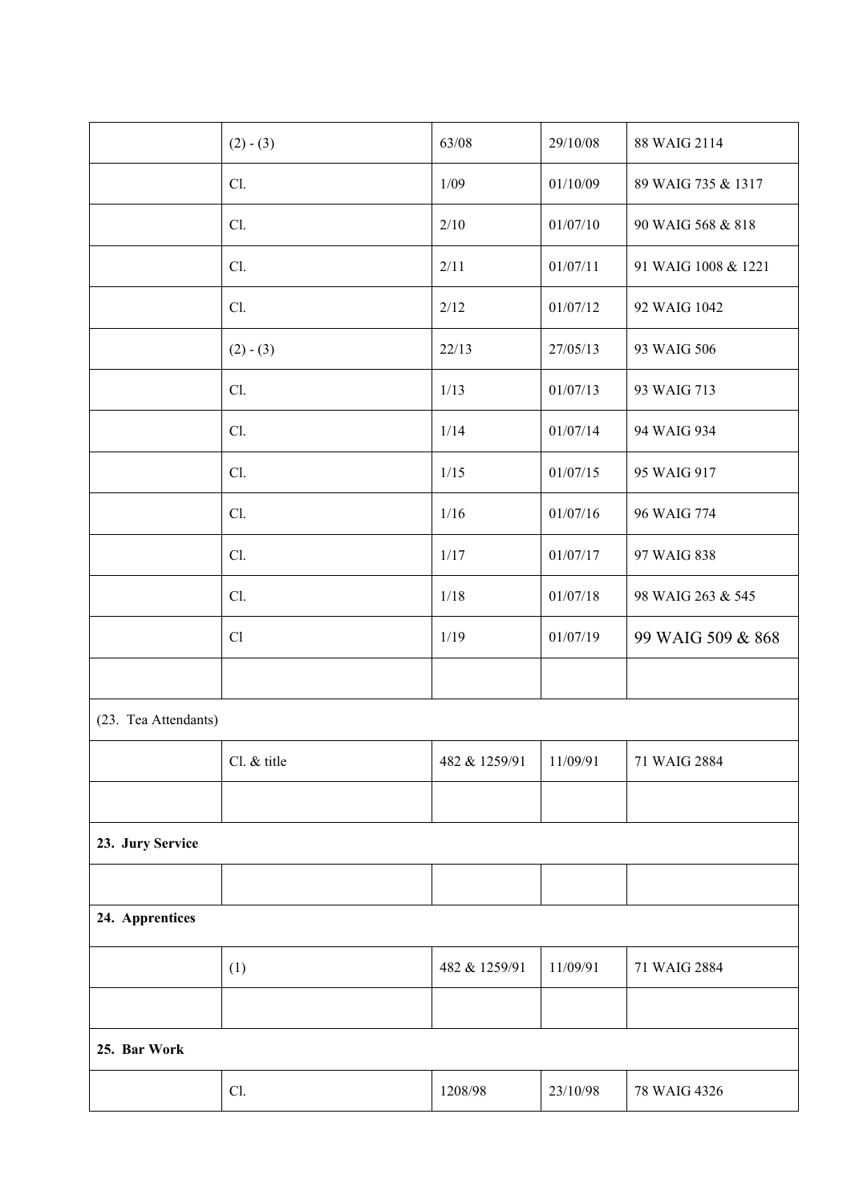| | | | | |
|---|---|---|---|---|
| | (2) - (3) | 63/08 | 29/10/08 | 88 WAIG 2114 |
| | Cl. | 1/09 | 01/10/09 | 89 WAIG 735 & 1317 |
| | Cl. | 2/10 | 01/07/10 | 90 WAIG 568 & 818 |
| | Cl. | 2/11 | 01/07/11 | 91 WAIG 1008 & 1221 |
| | Cl. | 2/12 | 01/07/12 | 92 WAIG 1042 |
| | (2) - (3) | 22/13 | 27/05/13 | 93 WAIG 506 |
| | Cl. | 1/13 | 01/07/13 | 93 WAIG 713 |
| | Cl. | 1/14 | 01/07/14 | 94 WAIG 934 |
| | Cl. | 1/15 | 01/07/15 | 95 WAIG 917 |
| | Cl. | 1/16 | 01/07/16 | 96 WAIG 774 |
| | Cl. | 1/17 | 01/07/17 | 97 WAIG 838 |
| | Cl. | 1/18 | 01/07/18 | 98 WAIG 263 & 545 |
| | Cl | 1/19 | 01/07/19 | 99 WAIG 509 & 868 |
| | | | | |
| (23. Tea Attendants) | | | | |
| | Cl. & title | 482 & 1259/91 | 11/09/91 | 71 WAIG 2884 |
| | | | | |
| **23. Jury Service** | | | | |
| | | | | |
| **24. Apprentices** | | | | |
| | (1) | 482 & 1259/91 | 11/09/91 | 71 WAIG 2884 |
| | | | | |
| **25. Bar Work** | | | | |
| | Cl. | 1208/98 | 23/10/98 | 78 WAIG 4326 |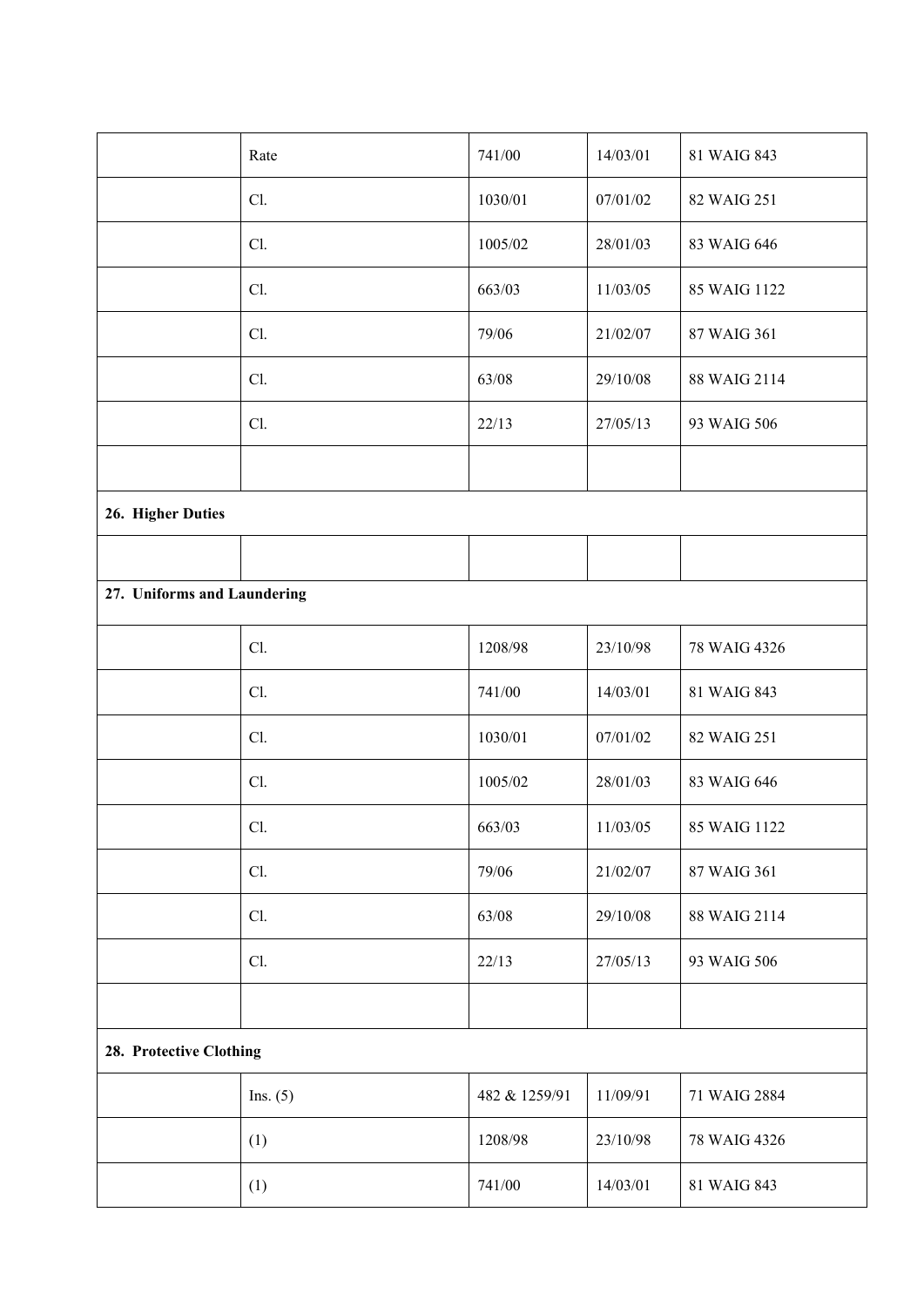| | | | | |
|---|---|---|---|---|
| | Rate | 741/00 | 14/03/01 | 81 WAIG 843 |
| | Cl. | 1030/01 | 07/01/02 | 82 WAIG 251 |
| | Cl. | 1005/02 | 28/01/03 | 83 WAIG 646 |
| | Cl. | 663/03 | 11/03/05 | 85 WAIG 1122 |
| | Cl. | 79/06 | 21/02/07 | 87 WAIG 361 |
| | Cl. | 63/08 | 29/10/08 | 88 WAIG 2114 |
| | Cl. | 22/13 | 27/05/13 | 93 WAIG 506 |
| | | | | |
| **26. Higher Duties** | | | | |
| | | | | |
| **27. Uniforms and Laundering** | | | | |
| | Cl. | 1208/98 | 23/10/98 | 78 WAIG 4326 |
| | Cl. | 741/00 | 14/03/01 | 81 WAIG 843 |
| | Cl. | 1030/01 | 07/01/02 | 82 WAIG 251 |
| | Cl. | 1005/02 | 28/01/03 | 83 WAIG 646 |
| | Cl. | 663/03 | 11/03/05 | 85 WAIG 1122 |
| | Cl. | 79/06 | 21/02/07 | 87 WAIG 361 |
| | Cl. | 63/08 | 29/10/08 | 88 WAIG 2114 |
| | Cl. | 22/13 | 27/05/13 | 93 WAIG 506 |
| | | | | |
| **28. Protective Clothing** | | | | |
| | Ins. (5) | 482 & 1259/91 | 11/09/91 | 71 WAIG 2884 |
| | (1) | 1208/98 | 23/10/98 | 78 WAIG 4326 |
| | (1) | 741/00 | 14/03/01 | 81 WAIG 843 |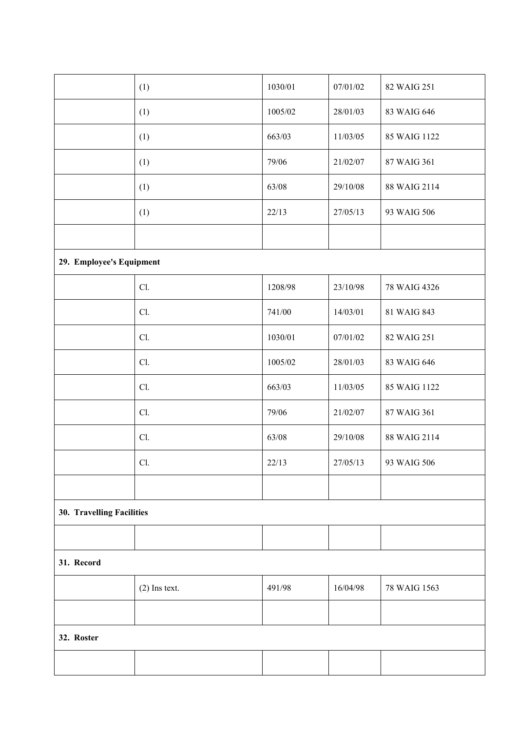| | | | | |
|---|---|---|---|---|
| | (1) | 1030/01 | 07/01/02 | 82 WAIG 251 |
| | (1) | 1005/02 | 28/01/03 | 83 WAIG 646 |
| | (1) | 663/03 | 11/03/05 | 85 WAIG 1122 |
| | (1) | 79/06 | 21/02/07 | 87 WAIG 361 |
| | (1) | 63/08 | 29/10/08 | 88 WAIG 2114 |
| | (1) | 22/13 | 27/05/13 | 93 WAIG 506 |
| | | | | |
| **29. Employee's Equipment** | | | | |
| | Cl. | 1208/98 | 23/10/98 | 78 WAIG 4326 |
| | Cl. | 741/00 | 14/03/01 | 81 WAIG 843 |
| | Cl. | 1030/01 | 07/01/02 | 82 WAIG 251 |
| | Cl. | 1005/02 | 28/01/03 | 83 WAIG 646 |
| | Cl. | 663/03 | 11/03/05 | 85 WAIG 1122 |
| | Cl. | 79/06 | 21/02/07 | 87 WAIG 361 |
| | Cl. | 63/08 | 29/10/08 | 88 WAIG 2114 |
| | Cl. | 22/13 | 27/05/13 | 93 WAIG 506 |
| | | | | |
| **30. Travelling Facilities** | | | | |
| | | | | |
| **31. Record** | | | | |
| | (2) Ins text. | 491/98 | 16/04/98 | 78 WAIG 1563 |
| | | | | |
| **32. Roster** | | | | |
| | | | | |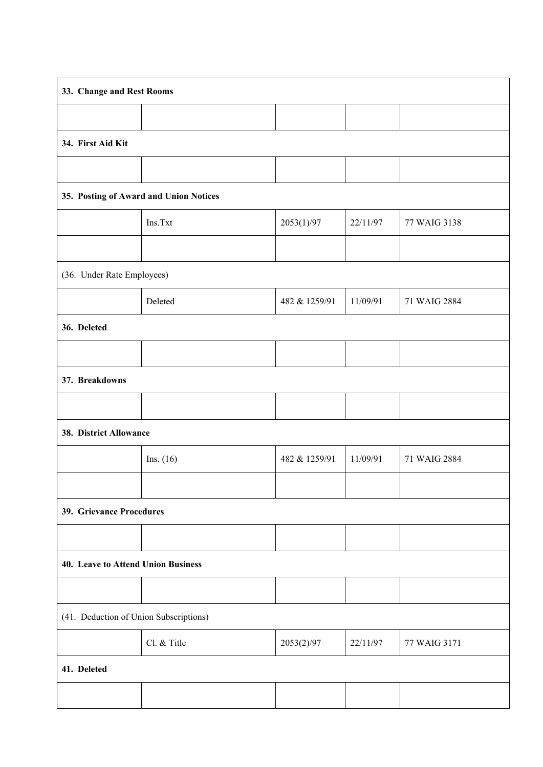| 33. Change and Rest Rooms | | | | |
|---|---|---|---|---|
| | | | | |
| **34. First Aid Kit** | | | | |
| | | | | |
| **35. Posting of Award and Union Notices** | | | | |
| | Ins.Txt | 2053(1)/97 | 22/11/97 | 77 WAIG 3138 |
| | | | | |
| (36. Under Rate Employees) | | | | |
| | Deleted | 482 & 1259/91 | 11/09/91 | 71 WAIG 2884 |
| **36. Deleted** | | | | |
| | | | | |
| **37. Breakdowns** | | | | |
| | | | | |
| **38. District Allowance** | | | | |
| | Ins. (16) | 482 & 1259/91 | 11/09/91 | 71 WAIG 2884 |
| | | | | |
| **39. Grievance Procedures** | | | | |
| | | | | |
| **40. Leave to Attend Union Business** | | | | |
| | | | | |
| (41. Deduction of Union Subscriptions) | | | | |
| | Cl. & Title | 2053(2)/97 | 22/11/97 | 77 WAIG 3171 |
| **41. Deleted** | | | | |
| | | | | |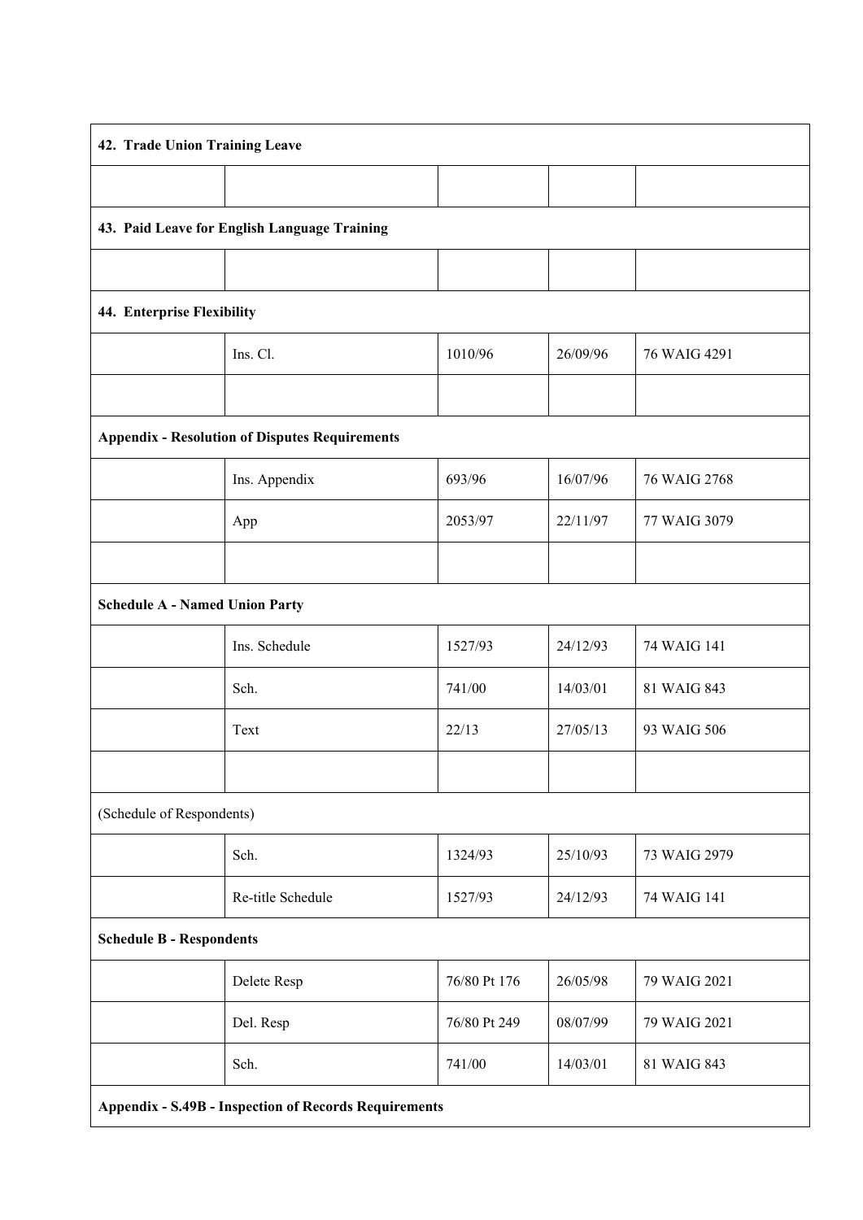| | | | | |
|---|---|---|---|---|
| **42. Trade Union Training Leave** | | | | |
| | | | | |
| **43. Paid Leave for English Language Training** | | | | |
| | | | | |
| **44. Enterprise Flexibility** | | | | |
| | Ins. Cl. | 1010/96 | 26/09/96 | 76 WAIG 4291 |
| | | | | |
| **Appendix - Resolution of Disputes Requirements** | | | | |
| | Ins. Appendix | 693/96 | 16/07/96 | 76 WAIG 2768 |
| | App | 2053/97 | 22/11/97 | 77 WAIG 3079 |
| | | | | |
| **Schedule A - Named Union Party** | | | | |
| | Ins. Schedule | 1527/93 | 24/12/93 | 74 WAIG 141 |
| | Sch. | 741/00 | 14/03/01 | 81 WAIG 843 |
| | Text | 22/13 | 27/05/13 | 93 WAIG 506 |
| | | | | |
| (Schedule of Respondents) | | | | |
| | Sch. | 1324/93 | 25/10/93 | 73 WAIG 2979 |
| | Re-title Schedule | 1527/93 | 24/12/93 | 74 WAIG 141 |
| **Schedule B - Respondents** | | | | |
| | Delete Resp | 76/80 Pt 176 | 26/05/98 | 79 WAIG 2021 |
| | Del. Resp | 76/80 Pt 249 | 08/07/99 | 79 WAIG 2021 |
| | Sch. | 741/00 | 14/03/01 | 81 WAIG 843 |
| **Appendix - S.49B - Inspection of Records Requirements** | | | | |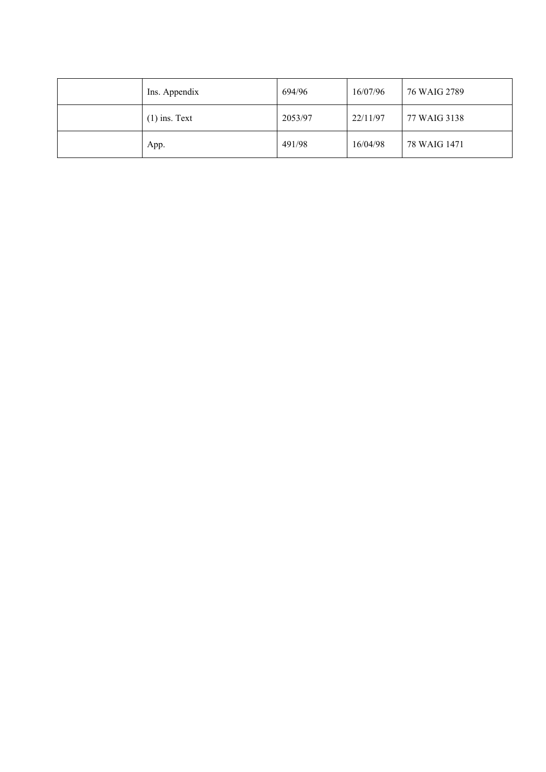| | | | | |
|---|---|---|---|---|
| | Ins. Appendix | 694/96 | 16/07/96 | 76 WAIG 2789 |
| | (1) ins. Text | 2053/97 | 22/11/97 | 77 WAIG 3138 |
| | App. | 491/98 | 16/04/98 | 78 WAIG 1471 |